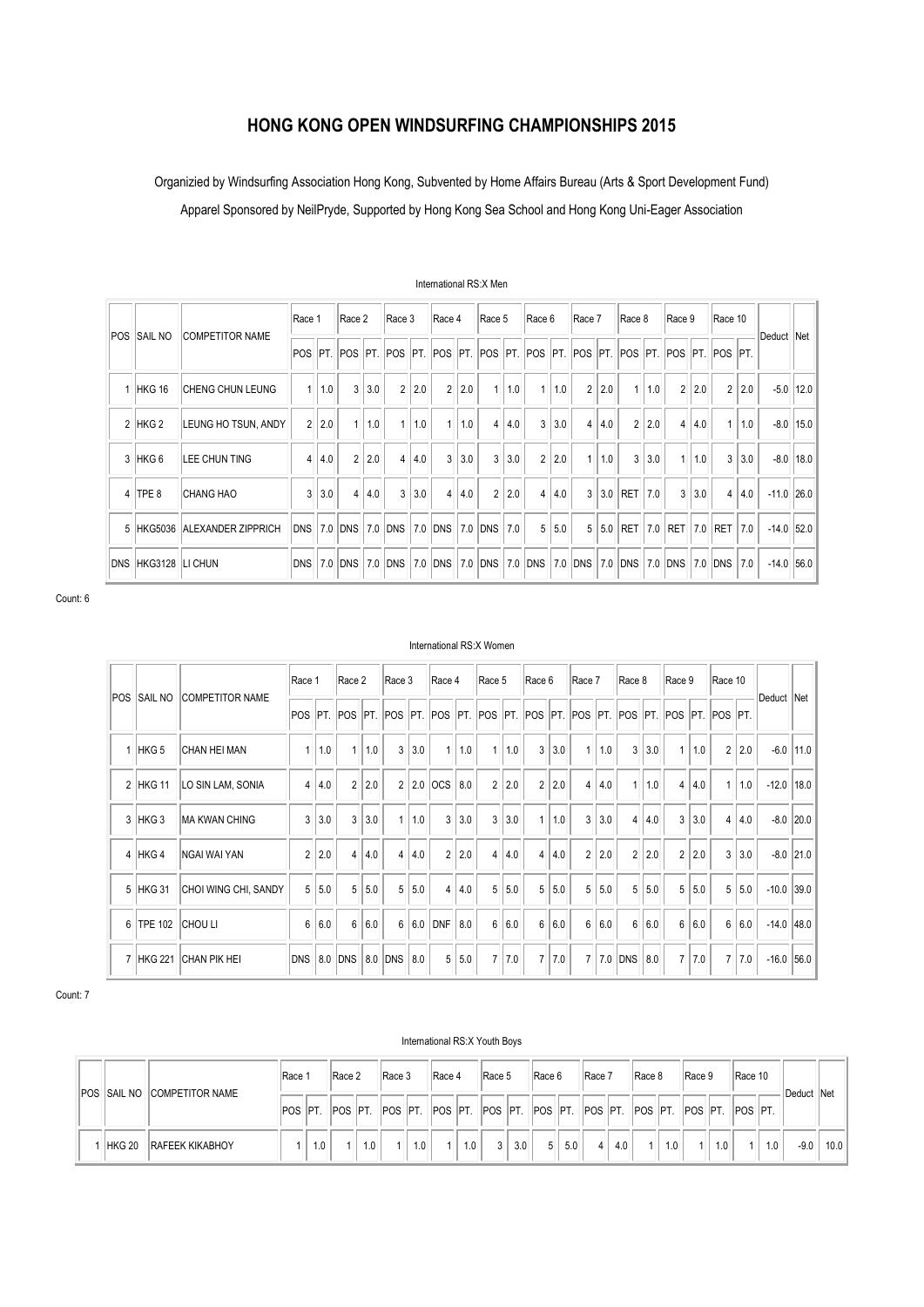# HONG KONG OPEN WINDSURFING CHAMPIONSHIPS 2015

Organizied by Windsurfing Association Hong Kong, Subvented by Home Affairs Bureau (Arts & Sport Development Fund)

Apparel Sponsored by NeilPryde, Supported by Hong Kong Sea School and Hong Kong Uni-Eager Association

International RS:X Men

| POS | SAIL NO | COMPETITOR NAME | Race 1 | | Race 2 | | Race 3 | | Race 4 | | Race 5 | | Race 6 | | Race 7 | | Race 8 | | Race 9 | | Race 10 | | Deduct | Net |
|---|---|---|---|---|---|---|---|---|---|---|---|---|---|---|---|---|---|---|---|---|---|---|---|---|
| | | | POS | PT. | POS | PT. | POS | PT. | POS | PT. | POS | PT. | POS | PT. | POS | PT. | POS | PT. | POS | PT. | POS | PT. | | |
| 1 | HKG 16 | CHENG CHUN LEUNG | 1 | 1.0 | 3 | 3.0 | 2 | 2.0 | 2 | 2.0 | 1 | 1.0 | 1 | 1.0 | 2 | 2.0 | 1 | 1.0 | 2 | 2.0 | 2 | 2.0 | -5.0 | 12.0 |
| 2 | HKG 2 | LEUNG HO TSUN, ANDY | 2 | 2.0 | 1 | 1.0 | 1 | 1.0 | 1 | 1.0 | 4 | 4.0 | 3 | 3.0 | 4 | 4.0 | 2 | 2.0 | 4 | 4.0 | 1 | 1.0 | -8.0 | 15.0 |
| 3 | HKG 6 | LEE CHUN TING | 4 | 4.0 | 2 | 2.0 | 4 | 4.0 | 3 | 3.0 | 3 | 3.0 | 2 | 2.0 | 1 | 1.0 | 3 | 3.0 | 1 | 1.0 | 3 | 3.0 | -8.0 | 18.0 |
| 4 | TPE 8 | CHANG HAO | 3 | 3.0 | 4 | 4.0 | 3 | 3.0 | 4 | 4.0 | 2 | 2.0 | 4 | 4.0 | 3 | 3.0 | RET | 7.0 | 3 | 3.0 | 4 | 4.0 | -11.0 | 26.0 |
| 5 | HKG5036 | ALEXANDER ZIPPRICH | DNS | 7.0 | DNS | 7.0 | DNS | 7.0 | DNS | 7.0 | DNS | 7.0 | 5 | 5.0 | 5 | 5.0 | RET | 7.0 | RET | 7.0 | RET | 7.0 | -14.0 | 52.0 |
| DNS | HKG3128 | LI CHUN | DNS | 7.0 | DNS | 7.0 | DNS | 7.0 | DNS | 7.0 | DNS | 7.0 | DNS | 7.0 | DNS | 7.0 | DNS | 7.0 | DNS | 7.0 | DNS | 7.0 | -14.0 | 56.0 |

Count: 6

International RS:X Women

| POS | SAIL NO | COMPETITOR NAME | Race 1 | | Race 2 | | Race 3 | | Race 4 | | Race 5 | | Race 6 | | Race 7 | | Race 8 | | Race 9 | | Race 10 | | Deduct | Net |
|---|---|---|---|---|---|---|---|---|---|---|---|---|---|---|---|---|---|---|---|---|---|---|---|---|
| | | | POS | PT. | POS | PT. | POS | PT. | POS | PT. | POS | PT. | POS | PT. | POS | PT. | POS | PT. | POS | PT. | POS | PT. | | |
| 1 | HKG 5 | CHAN HEI MAN | 1 | 1.0 | 1 | 1.0 | 3 | 3.0 | 1 | 1.0 | 1 | 1.0 | 3 | 3.0 | 1 | 1.0 | 3 | 3.0 | 1 | 1.0 | 2 | 2.0 | -6.0 | 11.0 |
| 2 | HKG 11 | LO SIN LAM, SONIA | 4 | 4.0 | 2 | 2.0 | 2 | 2.0 | OCS | 8.0 | 2 | 2.0 | 2 | 2.0 | 4 | 4.0 | 1 | 1.0 | 4 | 4.0 | 1 | 1.0 | -12.0 | 18.0 |
| 3 | HKG 3 | MA KWAN CHING | 3 | 3.0 | 3 | 3.0 | 1 | 1.0 | 3 | 3.0 | 3 | 3.0 | 1 | 1.0 | 3 | 3.0 | 4 | 4.0 | 3 | 3.0 | 4 | 4.0 | -8.0 | 20.0 |
| 4 | HKG 4 | NGAI WAI YAN | 2 | 2.0 | 4 | 4.0 | 4 | 4.0 | 2 | 2.0 | 4 | 4.0 | 4 | 4.0 | 2 | 2.0 | 2 | 2.0 | 2 | 2.0 | 3 | 3.0 | -8.0 | 21.0 |
| 5 | HKG 31 | CHOI WING CHI, SANDY | 5 | 5.0 | 5 | 5.0 | 5 | 5.0 | 4 | 4.0 | 5 | 5.0 | 5 | 5.0 | 5 | 5.0 | 5 | 5.0 | 5 | 5.0 | 5 | 5.0 | -10.0 | 39.0 |
| 6 | TPE 102 | CHOU LI | 6 | 6.0 | 6 | 6.0 | 6 | 6.0 | DNF | 8.0 | 6 | 6.0 | 6 | 6.0 | 6 | 6.0 | 6 | 6.0 | 6 | 6.0 | 6 | 6.0 | -14.0 | 48.0 |
| 7 | HKG 221 | CHAN PIK HEI | DNS | 8.0 | DNS | 8.0 | DNS | 8.0 | 5 | 5.0 | 7 | 7.0 | 7 | 7.0 | 7 | 7.0 | DNS | 8.0 | 7 | 7.0 | 7 | 7.0 | -16.0 | 56.0 |

Count: 7

International RS:X Youth Boys

| POS | SAIL NO | COMPETITOR NAME | Race 1 | | Race 2 | | Race 3 | | Race 4 | | Race 5 | | Race 6 | | Race 7 | | Race 8 | | Race 9 | | Race 10 | | Deduct | Net |
|---|---|---|---|---|---|---|---|---|---|---|---|---|---|---|---|---|---|---|---|---|---|---|---|---|
| | | | POS | PT. | POS | PT. | POS | PT. | POS | PT. | POS | PT. | POS | PT. | POS | PT. | POS | PT. | POS | PT. | POS | PT. | | |
| 1 | HKG 20 | RAFEEK KIKABHOY | 1 | 1.0 | 1 | 1.0 | 1 | 1.0 | 1 | 1.0 | 3 | 3.0 | 5 | 5.0 | 4 | 4.0 | 1 | 1.0 | 1 | 1.0 | 1 | 1.0 | -9.0 | 10.0 |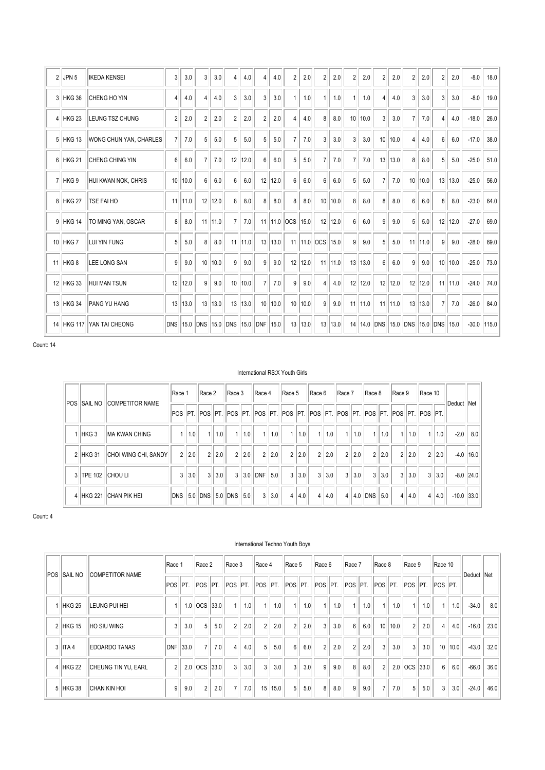| POS | SAIL NO | COMPETITOR NAME | Race 1 | | Race 2 | | Race 3 | | Race 4 | | Race 5 | | Race 6 | | Race 7 | | Race 8 | | Race 9 | | Race 10 | | Deduct | Net |
|---|---|---|---|---|---|---|---|---|---|---|---|---|---|---|---|---|---|---|---|---|---|---|---|---|
| | | | POS | PT. | POS | PT. | POS | PT. | POS | PT. | POS | PT. | POS | PT. | POS | PT. | POS | PT. | POS | PT. | POS | PT. | | |
| 2 | JPN 5 | IKEDA KENSEI | 3 | 3.0 | 3 | 3.0 | 4 | 4.0 | 4 | 4.0 | 2 | 2.0 | 2 | 2.0 | 2 | 2.0 | 2 | 2.0 | 2 | 2.0 | 2 | 2.0 | -8.0 | 18.0 |
| 3 | HKG 36 | CHENG HO YIN | 4 | 4.0 | 4 | 4.0 | 3 | 3.0 | 3 | 3.0 | 1 | 1.0 | 1 | 1.0 | 1 | 1.0 | 4 | 4.0 | 3 | 3.0 | 3 | 3.0 | -8.0 | 19.0 |
| 4 | HKG 23 | LEUNG TSZ CHUNG | 2 | 2.0 | 2 | 2.0 | 2 | 2.0 | 2 | 2.0 | 4 | 4.0 | 8 | 8.0 | 10 | 10.0 | 3 | 3.0 | 7 | 7.0 | 4 | 4.0 | -18.0 | 26.0 |
| 5 | HKG 13 | WONG CHUN YAN, CHARLES | 7 | 7.0 | 5 | 5.0 | 5 | 5.0 | 5 | 5.0 | 7 | 7.0 | 3 | 3.0 | 3 | 3.0 | 10 | 10.0 | 4 | 4.0 | 6 | 6.0 | -17.0 | 38.0 |
| 6 | HKG 21 | CHENG CHING YIN | 6 | 6.0 | 7 | 7.0 | 12 | 12.0 | 6 | 6.0 | 5 | 5.0 | 7 | 7.0 | 7 | 7.0 | 13 | 13.0 | 8 | 8.0 | 5 | 5.0 | -25.0 | 51.0 |
| 7 | HKG 9 | HUI KWAN NOK, CHRIS | 10 | 10.0 | 6 | 6.0 | 6 | 6.0 | 12 | 12.0 | 6 | 6.0 | 6 | 6.0 | 5 | 5.0 | 7 | 7.0 | 10 | 10.0 | 13 | 13.0 | -25.0 | 56.0 |
| 8 | HKG 27 | TSE FAI HO | 11 | 11.0 | 12 | 12.0 | 8 | 8.0 | 8 | 8.0 | 8 | 8.0 | 10 | 10.0 | 8 | 8.0 | 8 | 8.0 | 6 | 6.0 | 8 | 8.0 | -23.0 | 64.0 |
| 9 | HKG 14 | TO MING YAN, OSCAR | 8 | 8.0 | 11 | 11.0 | 7 | 7.0 | 11 | 11.0 | OCS | 15.0 | 12 | 12.0 | 6 | 6.0 | 9 | 9.0 | 5 | 5.0 | 12 | 12.0 | -27.0 | 69.0 |
| 10 | HKG 7 | LUI YIN FUNG | 5 | 5.0 | 8 | 8.0 | 11 | 11.0 | 13 | 13.0 | 11 | 11.0 | OCS | 15.0 | 9 | 9.0 | 5 | 5.0 | 11 | 11.0 | 9 | 9.0 | -28.0 | 69.0 |
| 11 | HKG 8 | LEE LONG SAN | 9 | 9.0 | 10 | 10.0 | 9 | 9.0 | 9 | 9.0 | 12 | 12.0 | 11 | 11.0 | 13 | 13.0 | 6 | 6.0 | 9 | 9.0 | 10 | 10.0 | -25.0 | 73.0 |
| 12 | HKG 33 | HUI MAN TSUN | 12 | 12.0 | 9 | 9.0 | 10 | 10.0 | 7 | 7.0 | 9 | 9.0 | 4 | 4.0 | 12 | 12.0 | 12 | 12.0 | 12 | 12.0 | 11 | 11.0 | -24.0 | 74.0 |
| 13 | HKG 34 | PANG YU HANG | 13 | 13.0 | 13 | 13.0 | 13 | 13.0 | 10 | 10.0 | 10 | 10.0 | 9 | 9.0 | 11 | 11.0 | 11 | 11.0 | 13 | 13.0 | 7 | 7.0 | -26.0 | 84.0 |
| 14 | HKG 117 | YAN TAI CHEONG | DNS | 15.0 | DNS | 15.0 | DNS | 15.0 | DNF | 15.0 | 13 | 13.0 | 13 | 13.0 | 14 | 14.0 | DNS | 15.0 | DNS | 15.0 | DNS | 15.0 | -30.0 | 115.0 |

Count: 14

International RS:X Youth Girls

| POS | SAIL NO | COMPETITOR NAME | Race 1 | | Race 2 | | Race 3 | | Race 4 | | Race 5 | | Race 6 | | Race 7 | | Race 8 | | Race 9 | | Race 10 | | Deduct | Net |
|---|---|---|---|---|---|---|---|---|---|---|---|---|---|---|---|---|---|---|---|---|---|---|---|---|
| | | | POS | PT. | POS | PT. | POS | PT. | POS | PT. | POS | PT. | POS | PT. | POS | PT. | POS | PT. | POS | PT. | POS | PT. | | |
| 1 | HKG 3 | MA KWAN CHING | 1 | 1.0 | 1 | 1.0 | 1 | 1.0 | 1 | 1.0 | 1 | 1.0 | 1 | 1.0 | 1 | 1.0 | 1 | 1.0 | 1 | 1.0 | 1 | 1.0 | -2.0 | 8.0 |
| 2 | HKG 31 | CHOI WING CHI, SANDY | 2 | 2.0 | 2 | 2.0 | 2 | 2.0 | 2 | 2.0 | 2 | 2.0 | 2 | 2.0 | 2 | 2.0 | 2 | 2.0 | 2 | 2.0 | 2 | 2.0 | -4.0 | 16.0 |
| 3 | TPE 102 | CHOU LI | 3 | 3.0 | 3 | 3.0 | 3 | 3.0 | DNF | 5.0 | 3 | 3.0 | 3 | 3.0 | 3 | 3.0 | 3 | 3.0 | 3 | 3.0 | 3 | 3.0 | -8.0 | 24.0 |
| 4 | HKG 221 | CHAN PIK HEI | DNS | 5.0 | DNS | 5.0 | DNS | 5.0 | 3 | 3.0 | 4 | 4.0 | 4 | 4.0 | 4 | 4.0 | DNS | 5.0 | 4 | 4.0 | 4 | 4.0 | -10.0 | 33.0 |

Count: 4

International Techno Youth Boys

| POS | SAIL NO | COMPETITOR NAME | Race 1 | | Race 2 | | Race 3 | | Race 4 | | Race 5 | | Race 6 | | Race 7 | | Race 8 | | Race 9 | | Race 10 | | Deduct | Net |
|---|---|---|---|---|---|---|---|---|---|---|---|---|---|---|---|---|---|---|---|---|---|---|---|---|
| | | | POS | PT. | POS | PT. | POS | PT. | POS | PT. | POS | PT. | POS | PT. | POS | PT. | POS | PT. | POS | PT. | POS | PT. | | |
| 1 | HKG 25 | LEUNG PUI HEI | 1 | 1.0 | OCS | 33.0 | 1 | 1.0 | 1 | 1.0 | 1 | 1.0 | 1 | 1.0 | 1 | 1.0 | 1 | 1.0 | 1 | 1.0 | 1 | 1.0 | -34.0 | 8.0 |
| 2 | HKG 15 | HO SIU WING | 3 | 3.0 | 5 | 5.0 | 2 | 2.0 | 2 | 2.0 | 2 | 2.0 | 3 | 3.0 | 6 | 6.0 | 10 | 10.0 | 2 | 2.0 | 4 | 4.0 | -16.0 | 23.0 |
| 3 | ITA 4 | EDOARDO TANAS | DNF | 33.0 | 7 | 7.0 | 4 | 4.0 | 5 | 5.0 | 6 | 6.0 | 2 | 2.0 | 2 | 2.0 | 3 | 3.0 | 3 | 3.0 | 10 | 10.0 | -43.0 | 32.0 |
| 4 | HKG 22 | CHEUNG TIN YU, EARL | 2 | 2.0 | OCS | 33.0 | 3 | 3.0 | 3 | 3.0 | 3 | 3.0 | 9 | 9.0 | 8 | 8.0 | 2 | 2.0 | OCS | 33.0 | 6 | 6.0 | -66.0 | 36.0 |
| 5 | HKG 38 | CHAN KIN HOI | 9 | 9.0 | 2 | 2.0 | 7 | 7.0 | 15 | 15.0 | 5 | 5.0 | 8 | 8.0 | 9 | 9.0 | 7 | 7.0 | 5 | 5.0 | 3 | 3.0 | -24.0 | 46.0 |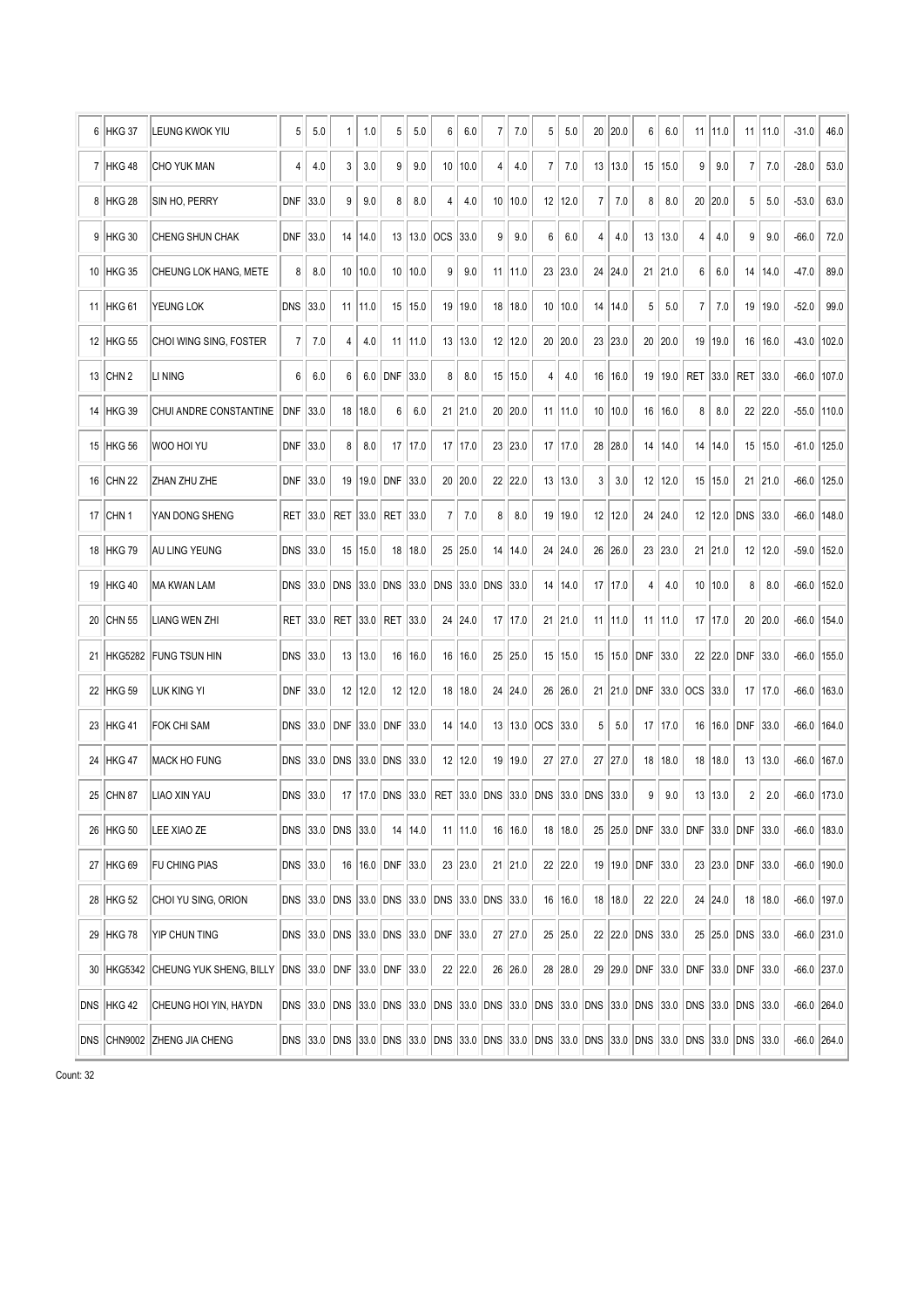| 6 | HKG 37 | LEUNG KWOK YIU | 5 | 5.0 | 1 | 1.0 | 5 | 5.0 | 6 | 6.0 | 7 | 7.0 | 5 | 5.0 | 20 | 20.0 | 6 | 6.0 | 11 | 11.0 | 11 | 11.0 | -31.0 | 46.0 |
|---|---|---|---|---|---|---|---|---|---|---|---|---|---|---|---|---|---|---|---|---|---|---|---|---|
| 7 | HKG 48 | CHO YUK MAN | 4 | 4.0 | 3 | 3.0 | 9 | 9.0 | 10 | 10.0 | 4 | 4.0 | 7 | 7.0 | 13 | 13.0 | 15 | 15.0 | 9 | 9.0 | 7 | 7.0 | -28.0 | 53.0 |
| 8 | HKG 28 | SIN HO, PERRY | DNF | 33.0 | 9 | 9.0 | 8 | 8.0 | 4 | 4.0 | 10 | 10.0 | 12 | 12.0 | 7 | 7.0 | 8 | 8.0 | 20 | 20.0 | 5 | 5.0 | -53.0 | 63.0 |
| 9 | HKG 30 | CHENG SHUN CHAK | DNF | 33.0 | 14 | 14.0 | 13 | 13.0 | OCS | 33.0 | 9 | 9.0 | 6 | 6.0 | 4 | 4.0 | 13 | 13.0 | 4 | 4.0 | 9 | 9.0 | -66.0 | 72.0 |
| 10 | HKG 35 | CHEUNG LOK HANG, METE | 8 | 8.0 | 10 | 10.0 | 10 | 10.0 | 9 | 9.0 | 11 | 11.0 | 23 | 23.0 | 24 | 24.0 | 21 | 21.0 | 6 | 6.0 | 14 | 14.0 | -47.0 | 89.0 |
| 11 | HKG 61 | YEUNG LOK | DNS | 33.0 | 11 | 11.0 | 15 | 15.0 | 19 | 19.0 | 18 | 18.0 | 10 | 10.0 | 14 | 14.0 | 5 | 5.0 | 7 | 7.0 | 19 | 19.0 | -52.0 | 99.0 |
| 12 | HKG 55 | CHOI WING SING, FOSTER | 7 | 7.0 | 4 | 4.0 | 11 | 11.0 | 13 | 13.0 | 12 | 12.0 | 20 | 20.0 | 23 | 23.0 | 20 | 20.0 | 19 | 19.0 | 16 | 16.0 | -43.0 | 102.0 |
| 13 | CHN 2 | LI NING | 6 | 6.0 | 6 | 6.0 | DNF | 33.0 | 8 | 8.0 | 15 | 15.0 | 4 | 4.0 | 16 | 16.0 | 19 | 19.0 | RET | 33.0 | RET | 33.0 | -66.0 | 107.0 |
| 14 | HKG 39 | CHUI ANDRE CONSTANTINE | DNF | 33.0 | 18 | 18.0 | 6 | 6.0 | 21 | 21.0 | 20 | 20.0 | 11 | 11.0 | 10 | 10.0 | 16 | 16.0 | 8 | 8.0 | 22 | 22.0 | -55.0 | 110.0 |
| 15 | HKG 56 | WOO HOI YU | DNF | 33.0 | 8 | 8.0 | 17 | 17.0 | 17 | 17.0 | 23 | 23.0 | 17 | 17.0 | 28 | 28.0 | 14 | 14.0 | 14 | 14.0 | 15 | 15.0 | -61.0 | 125.0 |
| 16 | CHN 22 | ZHAN ZHU ZHE | DNF | 33.0 | 19 | 19.0 | DNF | 33.0 | 20 | 20.0 | 22 | 22.0 | 13 | 13.0 | 3 | 3.0 | 12 | 12.0 | 15 | 15.0 | 21 | 21.0 | -66.0 | 125.0 |
| 17 | CHN 1 | YAN DONG SHENG | RET | 33.0 | RET | 33.0 | RET | 33.0 | 7 | 7.0 | 8 | 8.0 | 19 | 19.0 | 12 | 12.0 | 24 | 24.0 | 12 | 12.0 | DNS | 33.0 | -66.0 | 148.0 |
| 18 | HKG 79 | AU LING YEUNG | DNS | 33.0 | 15 | 15.0 | 18 | 18.0 | 25 | 25.0 | 14 | 14.0 | 24 | 24.0 | 26 | 26.0 | 23 | 23.0 | 21 | 21.0 | 12 | 12.0 | -59.0 | 152.0 |
| 19 | HKG 40 | MA KWAN LAM | DNS | 33.0 | DNS | 33.0 | DNS | 33.0 | DNS | 33.0 | DNS | 33.0 | 14 | 14.0 | 17 | 17.0 | 4 | 4.0 | 10 | 10.0 | 8 | 8.0 | -66.0 | 152.0 |
| 20 | CHN 55 | LIANG WEN ZHI | RET | 33.0 | RET | 33.0 | RET | 33.0 | 24 | 24.0 | 17 | 17.0 | 21 | 21.0 | 11 | 11.0 | 11 | 11.0 | 17 | 17.0 | 20 | 20.0 | -66.0 | 154.0 |
| 21 | HKG5282 | FUNG TSUN HIN | DNS | 33.0 | 13 | 13.0 | 16 | 16.0 | 16 | 16.0 | 25 | 25.0 | 15 | 15.0 | 15 | 15.0 | DNF | 33.0 | 22 | 22.0 | DNF | 33.0 | -66.0 | 155.0 |
| 22 | HKG 59 | LUK KING YI | DNF | 33.0 | 12 | 12.0 | 12 | 12.0 | 18 | 18.0 | 24 | 24.0 | 26 | 26.0 | 21 | 21.0 | DNF | 33.0 | OCS | 33.0 | 17 | 17.0 | -66.0 | 163.0 |
| 23 | HKG 41 | FOK CHI SAM | DNS | 33.0 | DNF | 33.0 | DNF | 33.0 | 14 | 14.0 | 13 | 13.0 | OCS | 33.0 | 5 | 5.0 | 17 | 17.0 | 16 | 16.0 | DNF | 33.0 | -66.0 | 164.0 |
| 24 | HKG 47 | MACK HO FUNG | DNS | 33.0 | DNS | 33.0 | DNS | 33.0 | 12 | 12.0 | 19 | 19.0 | 27 | 27.0 | 27 | 27.0 | 18 | 18.0 | 18 | 18.0 | 13 | 13.0 | -66.0 | 167.0 |
| 25 | CHN 87 | LIAO XIN YAU | DNS | 33.0 | 17 | 17.0 | DNS | 33.0 | RET | 33.0 | DNS | 33.0 | DNS | 33.0 | DNS | 33.0 | 9 | 9.0 | 13 | 13.0 | 2 | 2.0 | -66.0 | 173.0 |
| 26 | HKG 50 | LEE XIAO ZE | DNS | 33.0 | DNS | 33.0 | 14 | 14.0 | 11 | 11.0 | 16 | 16.0 | 18 | 18.0 | 25 | 25.0 | DNF | 33.0 | DNF | 33.0 | DNF | 33.0 | -66.0 | 183.0 |
| 27 | HKG 69 | FU CHING PIAS | DNS | 33.0 | 16 | 16.0 | DNF | 33.0 | 23 | 23.0 | 21 | 21.0 | 22 | 22.0 | 19 | 19.0 | DNF | 33.0 | 23 | 23.0 | DNF | 33.0 | -66.0 | 190.0 |
| 28 | HKG 52 | CHOI YU SING, ORION | DNS | 33.0 | DNS | 33.0 | DNS | 33.0 | DNS | 33.0 | DNS | 33.0 | 16 | 16.0 | 18 | 18.0 | 22 | 22.0 | 24 | 24.0 | 18 | 18.0 | -66.0 | 197.0 |
| 29 | HKG 78 | YIP CHUN TING | DNS | 33.0 | DNS | 33.0 | DNS | 33.0 | DNF | 33.0 | 27 | 27.0 | 25 | 25.0 | 22 | 22.0 | DNS | 33.0 | 25 | 25.0 | DNS | 33.0 | -66.0 | 231.0 |
| 30 | HKG5342 | CHEUNG YUK SHENG, BILLY | DNS | 33.0 | DNF | 33.0 | DNF | 33.0 | 22 | 22.0 | 26 | 26.0 | 28 | 28.0 | 29 | 29.0 | DNF | 33.0 | DNF | 33.0 | DNF | 33.0 | -66.0 | 237.0 |
| DNS | HKG 42 | CHEUNG HOI YIN, HAYDN | DNS | 33.0 | DNS | 33.0 | DNS | 33.0 | DNS | 33.0 | DNS | 33.0 | DNS | 33.0 | DNS | 33.0 | DNS | 33.0 | DNS | 33.0 | DNS | 33.0 | -66.0 | 264.0 |
| DNS | CHN9002 | ZHENG JIA CHENG | DNS | 33.0 | DNS | 33.0 | DNS | 33.0 | DNS | 33.0 | DNS | 33.0 | DNS | 33.0 | DNS | 33.0 | DNS | 33.0 | DNS | 33.0 | DNS | 33.0 | -66.0 | 264.0 |

Count: 32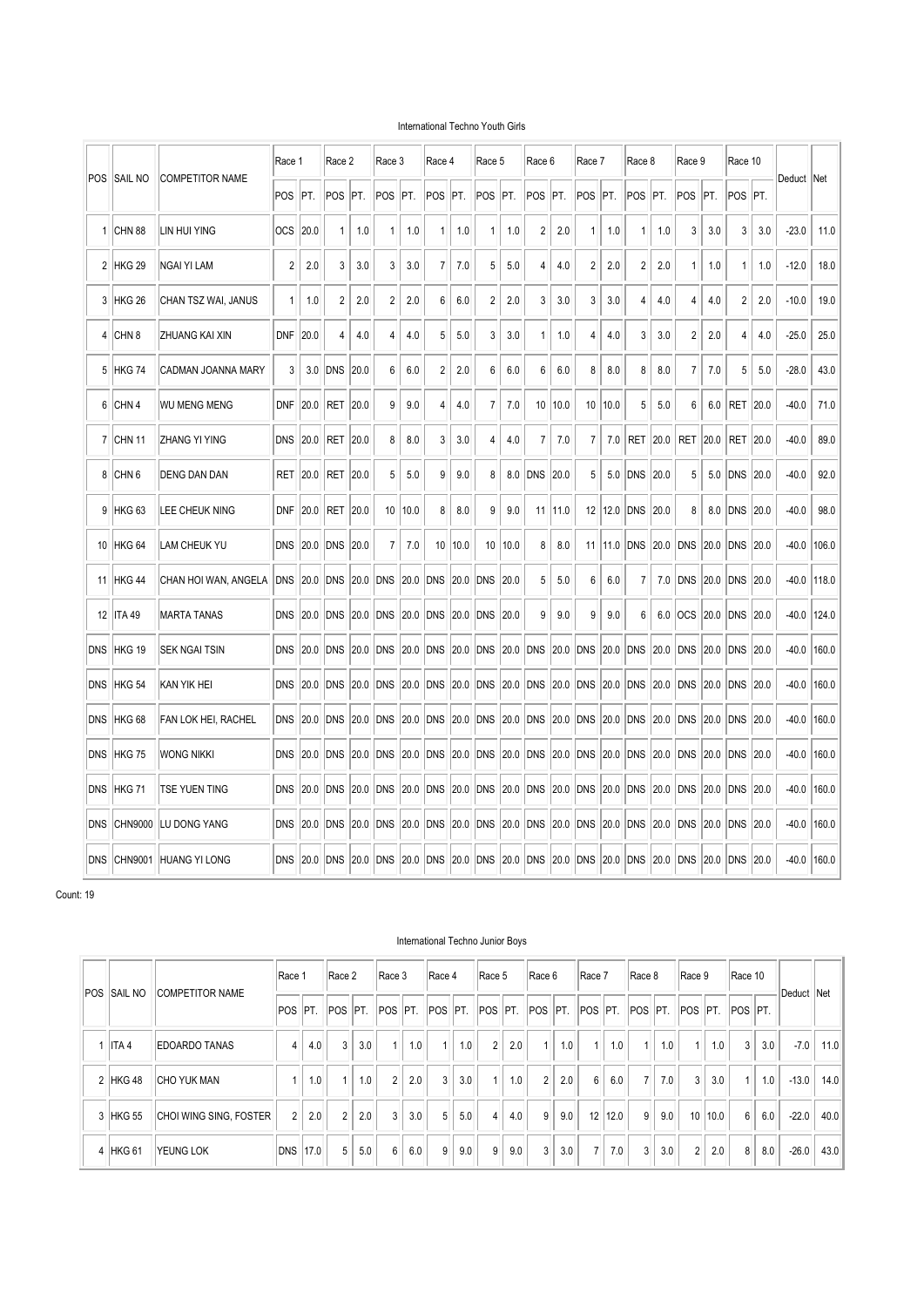International Techno Youth Girls

| POS | SAIL NO | COMPETITOR NAME | Race 1 | | Race 2 | | Race 3 | | Race 4 | | Race 5 | | Race 6 | | Race 7 | | Race 8 | | Race 9 | | Race 10 | | Deduct | Net |
|---|---|---|---|---|---|---|---|---|---|---|---|---|---|---|---|---|---|---|---|---|---|---|---|---|
| | | | POS | PT. | POS | PT. | POS | PT. | POS | PT. | POS | PT. | POS | PT. | POS | PT. | POS | PT. | POS | PT. | POS | PT. | | |
| 1 | CHN 88 | LIN HUI YING | OCS | 20.0 | 1 | 1.0 | 1 | 1.0 | 1 | 1.0 | 1 | 1.0 | 2 | 2.0 | 1 | 1.0 | 1 | 1.0 | 3 | 3.0 | 3 | 3.0 | -23.0 | 11.0 |
| 2 | HKG 29 | NGAI YI LAM | 2 | 2.0 | 3 | 3.0 | 3 | 3.0 | 7 | 7.0 | 5 | 5.0 | 4 | 4.0 | 2 | 2.0 | 2 | 2.0 | 1 | 1.0 | 1 | 1.0 | -12.0 | 18.0 |
| 3 | HKG 26 | CHAN TSZ WAI, JANUS | 1 | 1.0 | 2 | 2.0 | 2 | 2.0 | 6 | 6.0 | 2 | 2.0 | 3 | 3.0 | 3 | 3.0 | 4 | 4.0 | 4 | 4.0 | 2 | 2.0 | -10.0 | 19.0 |
| 4 | CHN 8 | ZHUANG KAI XIN | DNF | 20.0 | 4 | 4.0 | 4 | 4.0 | 5 | 5.0 | 3 | 3.0 | 1 | 1.0 | 4 | 4.0 | 3 | 3.0 | 2 | 2.0 | 4 | 4.0 | -25.0 | 25.0 |
| 5 | HKG 74 | CADMAN JOANNA MARY | 3 | 3.0 | DNS | 20.0 | 6 | 6.0 | 2 | 2.0 | 6 | 6.0 | 6 | 6.0 | 8 | 8.0 | 8 | 8.0 | 7 | 7.0 | 5 | 5.0 | -28.0 | 43.0 |
| 6 | CHN 4 | WU MENG MENG | DNF | 20.0 | RET | 20.0 | 9 | 9.0 | 4 | 4.0 | 7 | 7.0 | 10 | 10.0 | 10 | 10.0 | 5 | 5.0 | 6 | 6.0 | RET | 20.0 | -40.0 | 71.0 |
| 7 | CHN 11 | ZHANG YI YING | DNS | 20.0 | RET | 20.0 | 8 | 8.0 | 3 | 3.0 | 4 | 4.0 | 7 | 7.0 | 7 | 7.0 | RET | 20.0 | RET | 20.0 | RET | 20.0 | -40.0 | 89.0 |
| 8 | CHN 6 | DENG DAN DAN | RET | 20.0 | RET | 20.0 | 5 | 5.0 | 9 | 9.0 | 8 | 8.0 | DNS | 20.0 | 5 | 5.0 | DNS | 20.0 | 5 | 5.0 | DNS | 20.0 | -40.0 | 92.0 |
| 9 | HKG 63 | LEE CHEUK NING | DNF | 20.0 | RET | 20.0 | 10 | 10.0 | 8 | 8.0 | 9 | 9.0 | 11 | 11.0 | 12 | 12.0 | DNS | 20.0 | 8 | 8.0 | DNS | 20.0 | -40.0 | 98.0 |
| 10 | HKG 64 | LAM CHEUK YU | DNS | 20.0 | DNS | 20.0 | 7 | 7.0 | 10 | 10.0 | 10 | 10.0 | 8 | 8.0 | 11 | 11.0 | DNS | 20.0 | DNS | 20.0 | DNS | 20.0 | -40.0 | 106.0 |
| 11 | HKG 44 | CHAN HOI WAN, ANGELA | DNS | 20.0 | DNS | 20.0 | DNS | 20.0 | DNS | 20.0 | DNS | 20.0 | 5 | 5.0 | 6 | 6.0 | 7 | 7.0 | DNS | 20.0 | DNS | 20.0 | -40.0 | 118.0 |
| 12 | ITA 49 | MARTA TANAS | DNS | 20.0 | DNS | 20.0 | DNS | 20.0 | DNS | 20.0 | DNS | 20.0 | 9 | 9.0 | 9 | 9.0 | 6 | 6.0 | OCS | 20.0 | DNS | 20.0 | -40.0 | 124.0 |
| DNS | HKG 19 | SEK NGAI TSIN | DNS | 20.0 | DNS | 20.0 | DNS | 20.0 | DNS | 20.0 | DNS | 20.0 | DNS | 20.0 | DNS | 20.0 | DNS | 20.0 | DNS | 20.0 | DNS | 20.0 | -40.0 | 160.0 |
| DNS | HKG 54 | KAN YIK HEI | DNS | 20.0 | DNS | 20.0 | DNS | 20.0 | DNS | 20.0 | DNS | 20.0 | DNS | 20.0 | DNS | 20.0 | DNS | 20.0 | DNS | 20.0 | DNS | 20.0 | -40.0 | 160.0 |
| DNS | HKG 68 | FAN LOK HEI, RACHEL | DNS | 20.0 | DNS | 20.0 | DNS | 20.0 | DNS | 20.0 | DNS | 20.0 | DNS | 20.0 | DNS | 20.0 | DNS | 20.0 | DNS | 20.0 | DNS | 20.0 | -40.0 | 160.0 |
| DNS | HKG 75 | WONG NIKKI | DNS | 20.0 | DNS | 20.0 | DNS | 20.0 | DNS | 20.0 | DNS | 20.0 | DNS | 20.0 | DNS | 20.0 | DNS | 20.0 | DNS | 20.0 | DNS | 20.0 | -40.0 | 160.0 |
| DNS | HKG 71 | TSE YUEN TING | DNS | 20.0 | DNS | 20.0 | DNS | 20.0 | DNS | 20.0 | DNS | 20.0 | DNS | 20.0 | DNS | 20.0 | DNS | 20.0 | DNS | 20.0 | DNS | 20.0 | -40.0 | 160.0 |
| DNS | CHN9000 | LU DONG YANG | DNS | 20.0 | DNS | 20.0 | DNS | 20.0 | DNS | 20.0 | DNS | 20.0 | DNS | 20.0 | DNS | 20.0 | DNS | 20.0 | DNS | 20.0 | DNS | 20.0 | -40.0 | 160.0 |
| DNS | CHN9001 | HUANG YI LONG | DNS | 20.0 | DNS | 20.0 | DNS | 20.0 | DNS | 20.0 | DNS | 20.0 | DNS | 20.0 | DNS | 20.0 | DNS | 20.0 | DNS | 20.0 | DNS | 20.0 | -40.0 | 160.0 |

Count: 19

International Techno Junior Boys

| POS | SAIL NO | COMPETITOR NAME | Race 1 | | Race 2 | | Race 3 | | Race 4 | | Race 5 | | Race 6 | | Race 7 | | Race 8 | | Race 9 | | Race 10 | | Deduct | Net |
|---|---|---|---|---|---|---|---|---|---|---|---|---|---|---|---|---|---|---|---|---|---|---|---|---|
| | | | POS | PT. | POS | PT. | POS | PT. | POS | PT. | POS | PT. | POS | PT. | POS | PT. | POS | PT. | POS | PT. | POS | PT. | | |
| 1 | ITA 4 | EDOARDO TANAS | 4 | 4.0 | 3 | 3.0 | 1 | 1.0 | 1 | 1.0 | 2 | 2.0 | 1 | 1.0 | 1 | 1.0 | 1 | 1.0 | 1 | 1.0 | 3 | 3.0 | -7.0 | 11.0 |
| 2 | HKG 48 | CHO YUK MAN | 1 | 1.0 | 1 | 1.0 | 2 | 2.0 | 3 | 3.0 | 1 | 1.0 | 2 | 2.0 | 6 | 6.0 | 7 | 7.0 | 3 | 3.0 | 1 | 1.0 | -13.0 | 14.0 |
| 3 | HKG 55 | CHOI WING SING, FOSTER | 2 | 2.0 | 2 | 2.0 | 3 | 3.0 | 5 | 5.0 | 4 | 4.0 | 9 | 9.0 | 12 | 12.0 | 9 | 9.0 | 10 | 10.0 | 6 | 6.0 | -22.0 | 40.0 |
| 4 | HKG 61 | YEUNG LOK | DNS | 17.0 | 5 | 5.0 | 6 | 6.0 | 9 | 9.0 | 9 | 9.0 | 3 | 3.0 | 7 | 7.0 | 3 | 3.0 | 2 | 2.0 | 8 | 8.0 | -26.0 | 43.0 |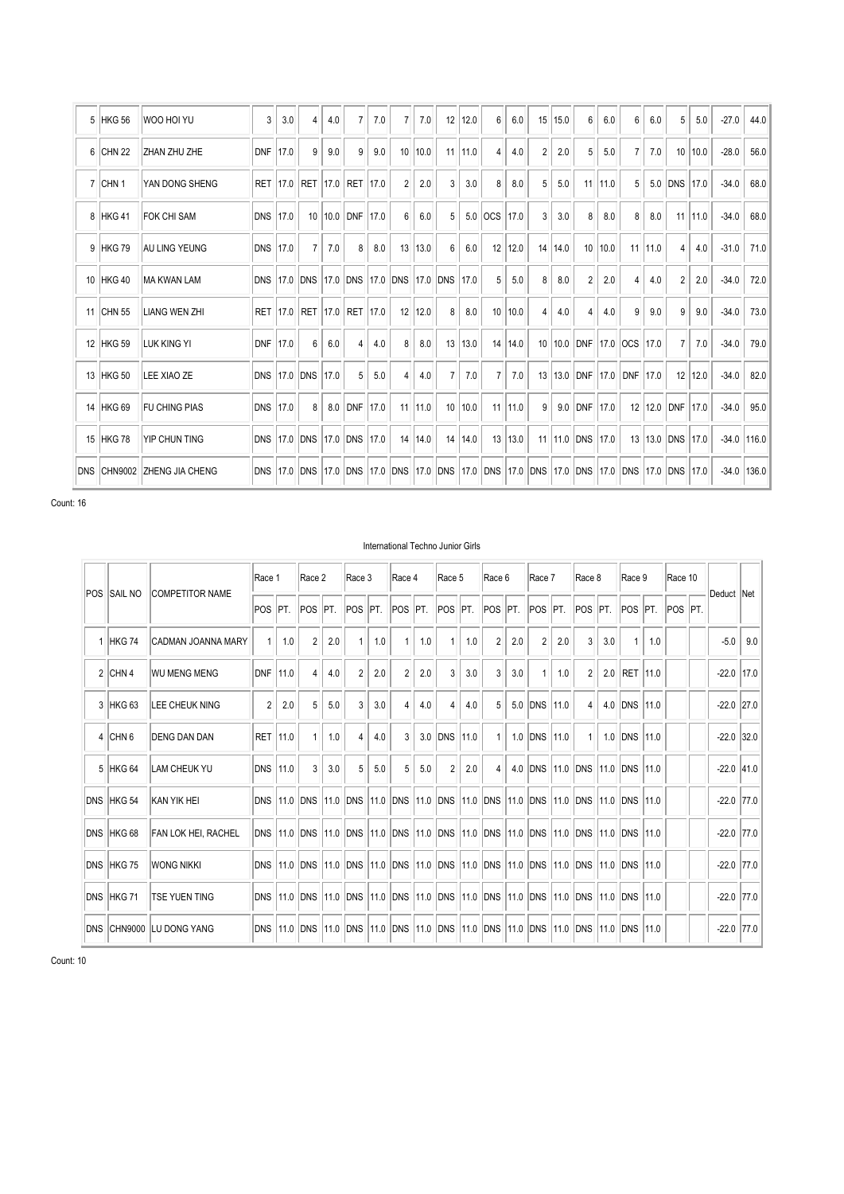| POS | SAIL NO | COMPETITOR NAME | Race 1 | | Race 2 | | Race 3 | | Race 4 | | Race 5 | | Race 6 | | Race 7 | | Race 8 | | Race 9 | | Race 10 | | Deduct | Net |
|---|---|---|---|---|---|---|---|---|---|---|---|---|---|---|---|---|---|---|---|---|---|---|---|---|
| 5 | HKG 56 | WOO HOI YU | 3 | 3.0 | 4 | 4.0 | 7 | 7.0 | 7 | 7.0 | 12 | 12.0 | 6 | 6.0 | 15 | 15.0 | 6 | 6.0 | 6 | 6.0 | 5 | 5.0 | -27.0 | 44.0 |
| 6 | CHN 22 | ZHAN ZHU ZHE | DNF | 17.0 | 9 | 9.0 | 9 | 9.0 | 10 | 10.0 | 11 | 11.0 | 4 | 4.0 | 2 | 2.0 | 5 | 5.0 | 7 | 7.0 | 10 | 10.0 | -28.0 | 56.0 |
| 7 | CHN 1 | YAN DONG SHENG | RET | 17.0 | RET | 17.0 | RET | 17.0 | 2 | 2.0 | 3 | 3.0 | 8 | 8.0 | 5 | 5.0 | 11 | 11.0 | 5 | 5.0 | DNS | 17.0 | -34.0 | 68.0 |
| 8 | HKG 41 | FOK CHI SAM | DNS | 17.0 | 10 | 10.0 | DNF | 17.0 | 6 | 6.0 | 5 | 5.0 | OCS | 17.0 | 3 | 3.0 | 8 | 8.0 | 8 | 8.0 | 11 | 11.0 | -34.0 | 68.0 |
| 9 | HKG 79 | AU LING YEUNG | DNS | 17.0 | 7 | 7.0 | 8 | 8.0 | 13 | 13.0 | 6 | 6.0 | 12 | 12.0 | 14 | 14.0 | 10 | 10.0 | 11 | 11.0 | 4 | 4.0 | -31.0 | 71.0 |
| 10 | HKG 40 | MA KWAN LAM | DNS | 17.0 | DNS | 17.0 | DNS | 17.0 | DNS | 17.0 | DNS | 17.0 | 5 | 5.0 | 8 | 8.0 | 2 | 2.0 | 4 | 4.0 | 2 | 2.0 | -34.0 | 72.0 |
| 11 | CHN 55 | LIANG WEN ZHI | RET | 17.0 | RET | 17.0 | RET | 17.0 | 12 | 12.0 | 8 | 8.0 | 10 | 10.0 | 4 | 4.0 | 4 | 4.0 | 9 | 9.0 | 9 | 9.0 | -34.0 | 73.0 |
| 12 | HKG 59 | LUK KING YI | DNF | 17.0 | 6 | 6.0 | 4 | 4.0 | 8 | 8.0 | 13 | 13.0 | 14 | 14.0 | 10 | 10.0 | DNF | 17.0 | OCS | 17.0 | 7 | 7.0 | -34.0 | 79.0 |
| 13 | HKG 50 | LEE XIAO ZE | DNS | 17.0 | DNS | 17.0 | 5 | 5.0 | 4 | 4.0 | 7 | 7.0 | 7 | 7.0 | 13 | 13.0 | DNF | 17.0 | DNF | 17.0 | 12 | 12.0 | -34.0 | 82.0 |
| 14 | HKG 69 | FU CHING PIAS | DNS | 17.0 | 8 | 8.0 | DNF | 17.0 | 11 | 11.0 | 10 | 10.0 | 11 | 11.0 | 9 | 9.0 | DNF | 17.0 | 12 | 12.0 | DNF | 17.0 | -34.0 | 95.0 |
| 15 | HKG 78 | YIP CHUN TING | DNS | 17.0 | DNS | 17.0 | DNS | 17.0 | 14 | 14.0 | 14 | 14.0 | 13 | 13.0 | 11 | 11.0 | DNS | 17.0 | 13 | 13.0 | DNS | 17.0 | -34.0 | 116.0 |
| DNS | CHN9002 | ZHENG JIA CHENG | DNS | 17.0 | DNS | 17.0 | DNS | 17.0 | DNS | 17.0 | DNS | 17.0 | DNS | 17.0 | DNS | 17.0 | DNS | 17.0 | DNS | 17.0 | DNS | 17.0 | -34.0 | 136.0 |

Count: 16

International Techno Junior Girls

| POS | SAIL NO | COMPETITOR NAME | Race 1 | | Race 2 | | Race 3 | | Race 4 | | Race 5 | | Race 6 | | Race 7 | | Race 8 | | Race 9 | | Race 10 | | Deduct | Net |
|---|---|---|---|---|---|---|---|---|---|---|---|---|---|---|---|---|---|---|---|---|---|---|---|---|
| | | | POS | PT. | POS | PT. | POS | PT. | POS | PT. | POS | PT. | POS | PT. | POS | PT. | POS | PT. | POS | PT. | POS | PT. | | |
| 1 | HKG 74 | CADMAN JOANNA MARY | 1 | 1.0 | 2 | 2.0 | 1 | 1.0 | 1 | 1.0 | 1 | 1.0 | 2 | 2.0 | 2 | 2.0 | 3 | 3.0 | 1 | 1.0 | | | -5.0 | 9.0 |
| 2 | CHN 4 | WU MENG MENG | DNF | 11.0 | 4 | 4.0 | 2 | 2.0 | 2 | 2.0 | 3 | 3.0 | 3 | 3.0 | 1 | 1.0 | 2 | 2.0 | RET | 11.0 | | | -22.0 | 17.0 |
| 3 | HKG 63 | LEE CHEUK NING | 2 | 2.0 | 5 | 5.0 | 3 | 3.0 | 4 | 4.0 | 4 | 4.0 | 5 | 5.0 | DNS | 11.0 | 4 | 4.0 | DNS | 11.0 | | | -22.0 | 27.0 |
| 4 | CHN 6 | DENG DAN DAN | RET | 11.0 | 1 | 1.0 | 4 | 4.0 | 3 | 3.0 | DNS | 11.0 | 1 | 1.0 | DNS | 11.0 | 1 | 1.0 | DNS | 11.0 | | | -22.0 | 32.0 |
| 5 | HKG 64 | LAM CHEUK YU | DNS | 11.0 | 3 | 3.0 | 5 | 5.0 | 5 | 5.0 | 2 | 2.0 | 4 | 4.0 | DNS | 11.0 | DNS | 11.0 | DNS | 11.0 | | | -22.0 | 41.0 |
| DNS | HKG 54 | KAN YIK HEI | DNS | 11.0 | DNS | 11.0 | DNS | 11.0 | DNS | 11.0 | DNS | 11.0 | DNS | 11.0 | DNS | 11.0 | DNS | 11.0 | DNS | 11.0 | | | -22.0 | 77.0 |
| DNS | HKG 68 | FAN LOK HEI, RACHEL | DNS | 11.0 | DNS | 11.0 | DNS | 11.0 | DNS | 11.0 | DNS | 11.0 | DNS | 11.0 | DNS | 11.0 | DNS | 11.0 | DNS | 11.0 | | | -22.0 | 77.0 |
| DNS | HKG 75 | WONG NIKKI | DNS | 11.0 | DNS | 11.0 | DNS | 11.0 | DNS | 11.0 | DNS | 11.0 | DNS | 11.0 | DNS | 11.0 | DNS | 11.0 | DNS | 11.0 | | | -22.0 | 77.0 |
| DNS | HKG 71 | TSE YUEN TING | DNS | 11.0 | DNS | 11.0 | DNS | 11.0 | DNS | 11.0 | DNS | 11.0 | DNS | 11.0 | DNS | 11.0 | DNS | 11.0 | DNS | 11.0 | | | -22.0 | 77.0 |
| DNS | CHN9000 | LU DONG YANG | DNS | 11.0 | DNS | 11.0 | DNS | 11.0 | DNS | 11.0 | DNS | 11.0 | DNS | 11.0 | DNS | 11.0 | DNS | 11.0 | DNS | 11.0 | | | -22.0 | 77.0 |

Count: 10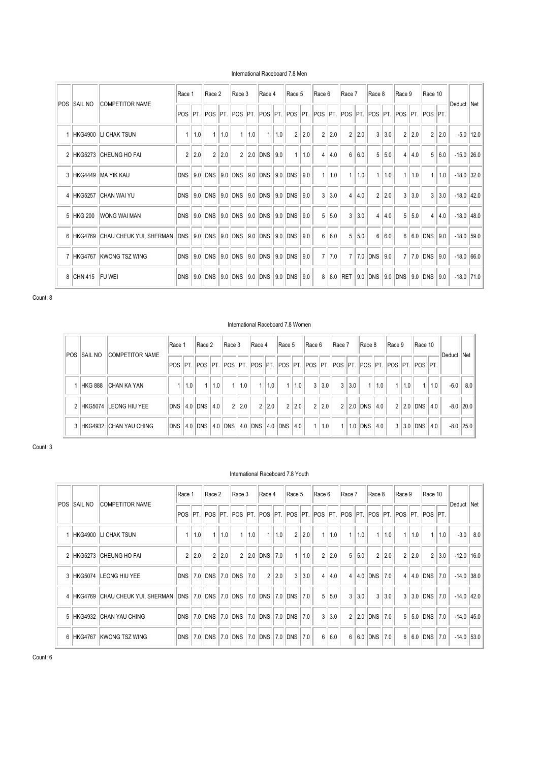International Raceboard 7.8 Men

| POS | SAIL NO | COMPETITOR NAME | Race 1 | | Race 2 | | Race 3 | | Race 4 | | Race 5 | | Race 6 | | Race 7 | | Race 8 | | Race 9 | | Race 10 | | Deduct | Net |
|---|---|---|---|---|---|---|---|---|---|---|---|---|---|---|---|---|---|---|---|---|---|---|---|---|
| | | | POS | PT. | POS | PT. | POS | PT. | POS | PT. | POS | PT. | POS | PT. | POS | PT. | POS | PT. | POS | PT. | POS | PT. | | |
| 1 | HKG4900 | LI CHAK TSUN | 1 | 1.0 | 1 | 1.0 | 1 | 1.0 | 1 | 1.0 | 2 | 2.0 | 2 | 2.0 | 2 | 2.0 | 3 | 3.0 | 2 | 2.0 | 2 | 2.0 | -5.0 | 12.0 |
| 2 | HKG5273 | CHEUNG HO FAI | 2 | 2.0 | 2 | 2.0 | 2 | 2.0 | DNS | 9.0 | 1 | 1.0 | 4 | 4.0 | 6 | 6.0 | 5 | 5.0 | 4 | 4.0 | 5 | 6.0 | -15.0 | 26.0 |
| 3 | HKG4449 | MA YIK KAU | DNS | 9.0 | DNS | 9.0 | DNS | 9.0 | DNS | 9.0 | DNS | 9.0 | 1 | 1.0 | 1 | 1.0 | 1 | 1.0 | 1 | 1.0 | 1 | 1.0 | -18.0 | 32.0 |
| 4 | HKG5257 | CHAN WAI YU | DNS | 9.0 | DNS | 9.0 | DNS | 9.0 | DNS | 9.0 | DNS | 9.0 | 3 | 3.0 | 4 | 4.0 | 2 | 2.0 | 3 | 3.0 | 3 | 3.0 | -18.0 | 42.0 |
| 5 | HKG 200 | WONG WAI MAN | DNS | 9.0 | DNS | 9.0 | DNS | 9.0 | DNS | 9.0 | DNS | 9.0 | 5 | 5.0 | 3 | 3.0 | 4 | 4.0 | 5 | 5.0 | 4 | 4.0 | -18.0 | 48.0 |
| 6 | HKG4769 | CHAU CHEUK YUI, SHERMAN | DNS | 9.0 | DNS | 9.0 | DNS | 9.0 | DNS | 9.0 | DNS | 9.0 | 6 | 6.0 | 5 | 5.0 | 6 | 6.0 | 6 | 6.0 | DNS | 9.0 | -18.0 | 59.0 |
| 7 | HKG4767 | KWONG TSZ WING | DNS | 9.0 | DNS | 9.0 | DNS | 9.0 | DNS | 9.0 | DNS | 9.0 | 7 | 7.0 | 7 | 7.0 | DNS | 9.0 | 7 | 7.0 | DNS | 9.0 | -18.0 | 66.0 |
| 8 | CHN 415 | FU WEI | DNS | 9.0 | DNS | 9.0 | DNS | 9.0 | DNS | 9.0 | DNS | 9.0 | 8 | 8.0 | RET | 9.0 | DNS | 9.0 | DNS | 9.0 | DNS | 9.0 | -18.0 | 71.0 |

Count: 8

International Raceboard 7.8 Women

| POS | SAIL NO | COMPETITOR NAME | Race 1 | | Race 2 | | Race 3 | | Race 4 | | Race 5 | | Race 6 | | Race 7 | | Race 8 | | Race 9 | | Race 10 | | Deduct | Net |
|---|---|---|---|---|---|---|---|---|---|---|---|---|---|---|---|---|---|---|---|---|---|---|---|---|
| | | | POS | PT. | POS | PT. | POS | PT. | POS | PT. | POS | PT. | POS | PT. | POS | PT. | POS | PT. | POS | PT. | POS | PT. | | |
| 1 | HKG 888 | CHAN KA YAN | 1 | 1.0 | 1 | 1.0 | 1 | 1.0 | 1 | 1.0 | 1 | 1.0 | 3 | 3.0 | 3 | 3.0 | 1 | 1.0 | 1 | 1.0 | 1 | 1.0 | -6.0 | 8.0 |
| 2 | HKG5074 | LEONG HIU YEE | DNS | 4.0 | DNS | 4.0 | 2 | 2.0 | 2 | 2.0 | 2 | 2.0 | 2 | 2.0 | 2 | 2.0 | DNS | 4.0 | 2 | 2.0 | DNS | 4.0 | -8.0 | 20.0 |
| 3 | HKG4932 | CHAN YAU CHING | DNS | 4.0 | DNS | 4.0 | DNS | 4.0 | DNS | 4.0 | DNS | 4.0 | 1 | 1.0 | 1 | 1.0 | DNS | 4.0 | 3 | 3.0 | DNS | 4.0 | -8.0 | 25.0 |

Count: 3

International Raceboard 7.8 Youth

| POS | SAIL NO | COMPETITOR NAME | Race 1 | | Race 2 | | Race 3 | | Race 4 | | Race 5 | | Race 6 | | Race 7 | | Race 8 | | Race 9 | | Race 10 | | Deduct | Net |
|---|---|---|---|---|---|---|---|---|---|---|---|---|---|---|---|---|---|---|---|---|---|---|---|---|
| | | | POS | PT. | POS | PT. | POS | PT. | POS | PT. | POS | PT. | POS | PT. | POS | PT. | POS | PT. | POS | PT. | POS | PT. | | |
| 1 | HKG4900 | LI CHAK TSUN | 1 | 1.0 | 1 | 1.0 | 1 | 1.0 | 1 | 1.0 | 2 | 2.0 | 1 | 1.0 | 1 | 1.0 | 1 | 1.0 | 1 | 1.0 | 1 | 1.0 | -3.0 | 8.0 |
| 2 | HKG5273 | CHEUNG HO FAI | 2 | 2.0 | 2 | 2.0 | 2 | 2.0 | DNS | 7.0 | 1 | 1.0 | 2 | 2.0 | 5 | 5.0 | 2 | 2.0 | 2 | 2.0 | 2 | 3.0 | -12.0 | 16.0 |
| 3 | HKG5074 | LEONG HIU YEE | DNS | 7.0 | DNS | 7.0 | DNS | 7.0 | 2 | 2.0 | 3 | 3.0 | 4 | 4.0 | 4 | 4.0 | DNS | 7.0 | 4 | 4.0 | DNS | 7.0 | -14.0 | 38.0 |
| 4 | HKG4769 | CHAU CHEUK YUI, SHERMAN | DNS | 7.0 | DNS | 7.0 | DNS | 7.0 | DNS | 7.0 | DNS | 7.0 | 5 | 5.0 | 3 | 3.0 | 3 | 3.0 | 3 | 3.0 | DNS | 7.0 | -14.0 | 42.0 |
| 5 | HKG4932 | CHAN YAU CHING | DNS | 7.0 | DNS | 7.0 | DNS | 7.0 | DNS | 7.0 | DNS | 7.0 | 3 | 3.0 | 2 | 2.0 | DNS | 7.0 | 5 | 5.0 | DNS | 7.0 | -14.0 | 45.0 |
| 6 | HKG4767 | KWONG TSZ WING | DNS | 7.0 | DNS | 7.0 | DNS | 7.0 | DNS | 7.0 | DNS | 7.0 | 6 | 6.0 | 6 | 6.0 | DNS | 7.0 | 6 | 6.0 | DNS | 7.0 | -14.0 | 53.0 |

Count: 6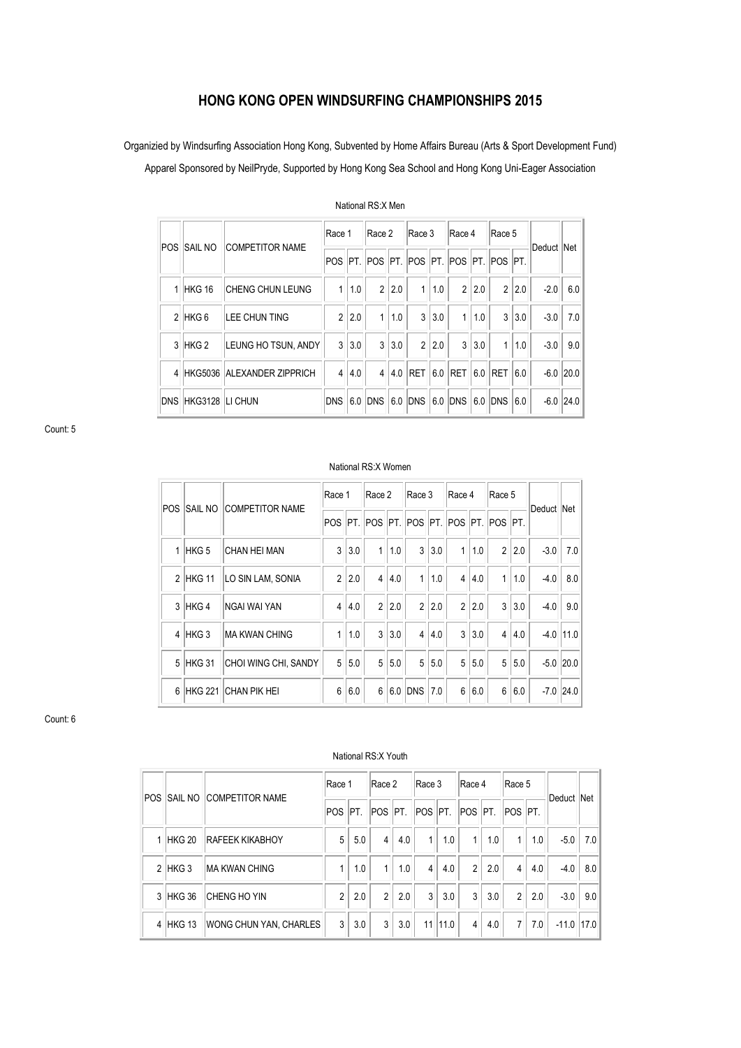# HONG KONG OPEN WINDSURFING CHAMPIONSHIPS 2015

Organizied by Windsurfing Association Hong Kong, Subvented by Home Affairs Bureau (Arts & Sport Development Fund)

Apparel Sponsored by NeilPryde, Supported by Hong Kong Sea School and Hong Kong Uni-Eager Association

National RS:X Men

| POS | SAIL NO | COMPETITOR NAME | Race 1 | | Race 2 | | Race 3 | | Race 4 | | Race 5 | | Deduct | Net |
|---|---|---|---|---|---|---|---|---|---|---|---|---|---|---|
| | | | POS | PT. | POS | PT. | POS | PT. | POS | PT. | POS | PT. | | |
| 1 | HKG 16 | CHENG CHUN LEUNG | 1 | 1.0 | 2 | 2.0 | 1 | 1.0 | 2 | 2.0 | 2 | 2.0 | -2.0 | 6.0 |
| 2 | HKG 6 | LEE CHUN TING | 2 | 2.0 | 1 | 1.0 | 3 | 3.0 | 1 | 1.0 | 3 | 3.0 | -3.0 | 7.0 |
| 3 | HKG 2 | LEUNG HO TSUN, ANDY | 3 | 3.0 | 3 | 3.0 | 2 | 2.0 | 3 | 3.0 | 1 | 1.0 | -3.0 | 9.0 |
| 4 | HKG5036 | ALEXANDER ZIPPRICH | 4 | 4.0 | 4 | 4.0 | RET | 6.0 | RET | 6.0 | RET | 6.0 | -6.0 | 20.0 |
| DNS | HKG3128 | LI CHUN | DNS | 6.0 | DNS | 6.0 | DNS | 6.0 | DNS | 6.0 | DNS | 6.0 | -6.0 | 24.0 |

Count: 5

National RS:X Women

| POS | SAIL NO | COMPETITOR NAME | Race 1 | | Race 2 | | Race 3 | | Race 4 | | Race 5 | | Deduct | Net |
|---|---|---|---|---|---|---|---|---|---|---|---|---|---|---|
| | | | POS | PT. | POS | PT. | POS | PT. | POS | PT. | POS | PT. | | |
| 1 | HKG 5 | CHAN HEI MAN | 3 | 3.0 | 1 | 1.0 | 3 | 3.0 | 1 | 1.0 | 2 | 2.0 | -3.0 | 7.0 |
| 2 | HKG 11 | LO SIN LAM, SONIA | 2 | 2.0 | 4 | 4.0 | 1 | 1.0 | 4 | 4.0 | 1 | 1.0 | -4.0 | 8.0 |
| 3 | HKG 4 | NGAI WAI YAN | 4 | 4.0 | 2 | 2.0 | 2 | 2.0 | 2 | 2.0 | 3 | 3.0 | -4.0 | 9.0 |
| 4 | HKG 3 | MA KWAN CHING | 1 | 1.0 | 3 | 3.0 | 4 | 4.0 | 3 | 3.0 | 4 | 4.0 | -4.0 | 11.0 |
| 5 | HKG 31 | CHOI WING CHI, SANDY | 5 | 5.0 | 5 | 5.0 | 5 | 5.0 | 5 | 5.0 | 5 | 5.0 | -5.0 | 20.0 |
| 6 | HKG 221 | CHAN PIK HEI | 6 | 6.0 | 6 | 6.0 | DNS | 7.0 | 6 | 6.0 | 6 | 6.0 | -7.0 | 24.0 |

Count: 6

National RS:X Youth

| POS | SAIL NO | COMPETITOR NAME | Race 1 | | Race 2 | | Race 3 | | Race 4 | | Race 5 | | Deduct | Net |
|---|---|---|---|---|---|---|---|---|---|---|---|---|---|---|
| | | | POS | PT. | POS | PT. | POS | PT. | POS | PT. | POS | PT. | | |
| 1 | HKG 20 | RAFEEK KIKABHOY | 5 | 5.0 | 4 | 4.0 | 1 | 1.0 | 1 | 1.0 | 1 | 1.0 | -5.0 | 7.0 |
| 2 | HKG 3 | MA KWAN CHING | 1 | 1.0 | 1 | 1.0 | 4 | 4.0 | 2 | 2.0 | 4 | 4.0 | -4.0 | 8.0 |
| 3 | HKG 36 | CHENG HO YIN | 2 | 2.0 | 2 | 2.0 | 3 | 3.0 | 3 | 3.0 | 2 | 2.0 | -3.0 | 9.0 |
| 4 | HKG 13 | WONG CHUN YAN, CHARLES | 3 | 3.0 | 3 | 3.0 | 11 | 11.0 | 4 | 4.0 | 7 | 7.0 | -11.0 | 17.0 |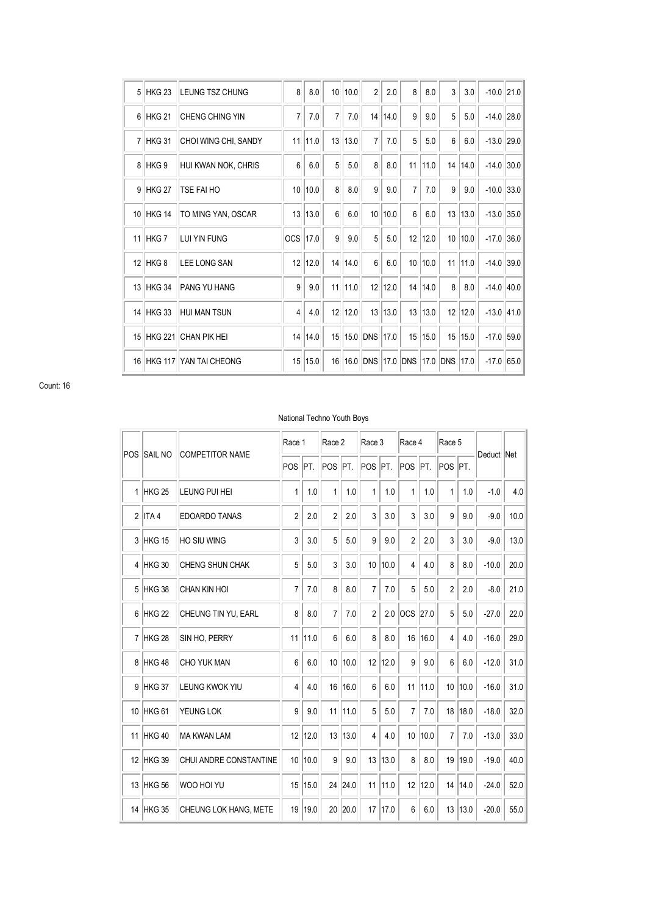| POS | SAIL NO | COMPETITOR NAME | Race 1 | | Race 2 | | Race 3 | | Race 4 | | Race 5 | | Deduct | Net |
|---|---|---|---|---|---|---|---|---|---|---|---|---|---|---|
| | | | POS | PT. | POS | PT. | POS | PT. | POS | PT. | POS | PT. | | |
| 5 | HKG 23 | LEUNG TSZ CHUNG | 8 | 8.0 | 10 | 10.0 | 2 | 2.0 | 8 | 8.0 | 3 | 3.0 | -10.0 | 21.0 |
| 6 | HKG 21 | CHENG CHING YIN | 7 | 7.0 | 7 | 7.0 | 14 | 14.0 | 9 | 9.0 | 5 | 5.0 | -14.0 | 28.0 |
| 7 | HKG 31 | CHOI WING CHI, SANDY | 11 | 11.0 | 13 | 13.0 | 7 | 7.0 | 5 | 5.0 | 6 | 6.0 | -13.0 | 29.0 |
| 8 | HKG 9 | HUI KWAN NOK, CHRIS | 6 | 6.0 | 5 | 5.0 | 8 | 8.0 | 11 | 11.0 | 14 | 14.0 | -14.0 | 30.0 |
| 9 | HKG 27 | TSE FAI HO | 10 | 10.0 | 8 | 8.0 | 9 | 9.0 | 7 | 7.0 | 9 | 9.0 | -10.0 | 33.0 |
| 10 | HKG 14 | TO MING YAN, OSCAR | 13 | 13.0 | 6 | 6.0 | 10 | 10.0 | 6 | 6.0 | 13 | 13.0 | -13.0 | 35.0 |
| 11 | HKG 7 | LUI YIN FUNG | OCS | 17.0 | 9 | 9.0 | 5 | 5.0 | 12 | 12.0 | 10 | 10.0 | -17.0 | 36.0 |
| 12 | HKG 8 | LEE LONG SAN | 12 | 12.0 | 14 | 14.0 | 6 | 6.0 | 10 | 10.0 | 11 | 11.0 | -14.0 | 39.0 |
| 13 | HKG 34 | PANG YU HANG | 9 | 9.0 | 11 | 11.0 | 12 | 12.0 | 14 | 14.0 | 8 | 8.0 | -14.0 | 40.0 |
| 14 | HKG 33 | HUI MAN TSUN | 4 | 4.0 | 12 | 12.0 | 13 | 13.0 | 13 | 13.0 | 12 | 12.0 | -13.0 | 41.0 |
| 15 | HKG 221 | CHAN PIK HEI | 14 | 14.0 | 15 | 15.0 | DNS | 17.0 | 15 | 15.0 | 15 | 15.0 | -17.0 | 59.0 |
| 16 | HKG 117 | YAN TAI CHEONG | 15 | 15.0 | 16 | 16.0 | DNS | 17.0 | DNS | 17.0 | DNS | 17.0 | -17.0 | 65.0 |

Count: 16

National Techno Youth Boys

| POS | SAIL NO | COMPETITOR NAME | Race 1 | | Race 2 | | Race 3 | | Race 4 | | Race 5 | | Deduct | Net |
|---|---|---|---|---|---|---|---|---|---|---|---|---|---|---|
| | | | POS | PT. | POS | PT. | POS | PT. | POS | PT. | POS | PT. | | |
| 1 | HKG 25 | LEUNG PUI HEI | 1 | 1.0 | 1 | 1.0 | 1 | 1.0 | 1 | 1.0 | 1 | 1.0 | -1.0 | 4.0 |
| 2 | ITA 4 | EDOARDO TANAS | 2 | 2.0 | 2 | 2.0 | 3 | 3.0 | 3 | 3.0 | 9 | 9.0 | -9.0 | 10.0 |
| 3 | HKG 15 | HO SIU WING | 3 | 3.0 | 5 | 5.0 | 9 | 9.0 | 2 | 2.0 | 3 | 3.0 | -9.0 | 13.0 |
| 4 | HKG 30 | CHENG SHUN CHAK | 5 | 5.0 | 3 | 3.0 | 10 | 10.0 | 4 | 4.0 | 8 | 8.0 | -10.0 | 20.0 |
| 5 | HKG 38 | CHAN KIN HOI | 7 | 7.0 | 8 | 8.0 | 7 | 7.0 | 5 | 5.0 | 2 | 2.0 | -8.0 | 21.0 |
| 6 | HKG 22 | CHEUNG TIN YU, EARL | 8 | 8.0 | 7 | 7.0 | 2 | 2.0 | OCS | 27.0 | 5 | 5.0 | -27.0 | 22.0 |
| 7 | HKG 28 | SIN HO, PERRY | 11 | 11.0 | 6 | 6.0 | 8 | 8.0 | 16 | 16.0 | 4 | 4.0 | -16.0 | 29.0 |
| 8 | HKG 48 | CHO YUK MAN | 6 | 6.0 | 10 | 10.0 | 12 | 12.0 | 9 | 9.0 | 6 | 6.0 | -12.0 | 31.0 |
| 9 | HKG 37 | LEUNG KWOK YIU | 4 | 4.0 | 16 | 16.0 | 6 | 6.0 | 11 | 11.0 | 10 | 10.0 | -16.0 | 31.0 |
| 10 | HKG 61 | YEUNG LOK | 9 | 9.0 | 11 | 11.0 | 5 | 5.0 | 7 | 7.0 | 18 | 18.0 | -18.0 | 32.0 |
| 11 | HKG 40 | MA KWAN LAM | 12 | 12.0 | 13 | 13.0 | 4 | 4.0 | 10 | 10.0 | 7 | 7.0 | -13.0 | 33.0 |
| 12 | HKG 39 | CHUI ANDRE CONSTANTINE | 10 | 10.0 | 9 | 9.0 | 13 | 13.0 | 8 | 8.0 | 19 | 19.0 | -19.0 | 40.0 |
| 13 | HKG 56 | WOO HOI YU | 15 | 15.0 | 24 | 24.0 | 11 | 11.0 | 12 | 12.0 | 14 | 14.0 | -24.0 | 52.0 |
| 14 | HKG 35 | CHEUNG LOK HANG, METE | 19 | 19.0 | 20 | 20.0 | 17 | 17.0 | 6 | 6.0 | 13 | 13.0 | -20.0 | 55.0 |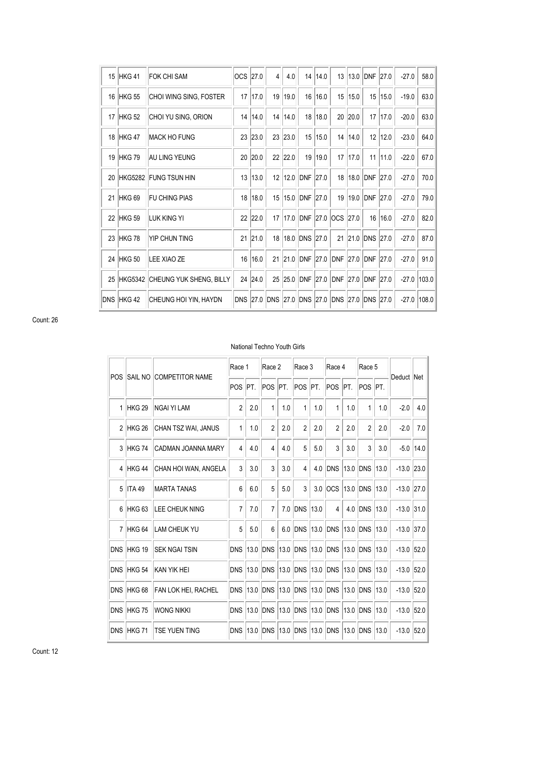| | | | | | | | | | | | | | | | |
|---|---|---|---|---|---|---|---|---|---|---|---|---|---|---|---|
| 15 | HKG 41 | FOK CHI SAM | OCS | 27.0 | 4 | 4.0 | 14 | 14.0 | 13 | 13.0 | DNF | 27.0 | -27.0 | 58.0 |
| 16 | HKG 55 | CHOI WING SING, FOSTER | 17 | 17.0 | 19 | 19.0 | 16 | 16.0 | 15 | 15.0 | 15 | 15.0 | -19.0 | 63.0 |
| 17 | HKG 52 | CHOI YU SING, ORION | 14 | 14.0 | 14 | 14.0 | 18 | 18.0 | 20 | 20.0 | 17 | 17.0 | -20.0 | 63.0 |
| 18 | HKG 47 | MACK HO FUNG | 23 | 23.0 | 23 | 23.0 | 15 | 15.0 | 14 | 14.0 | 12 | 12.0 | -23.0 | 64.0 |
| 19 | HKG 79 | AU LING YEUNG | 20 | 20.0 | 22 | 22.0 | 19 | 19.0 | 17 | 17.0 | 11 | 11.0 | -22.0 | 67.0 |
| 20 | HKG5282 | FUNG TSUN HIN | 13 | 13.0 | 12 | 12.0 | DNF | 27.0 | 18 | 18.0 | DNF | 27.0 | -27.0 | 70.0 |
| 21 | HKG 69 | FU CHING PIAS | 18 | 18.0 | 15 | 15.0 | DNF | 27.0 | 19 | 19.0 | DNF | 27.0 | -27.0 | 79.0 |
| 22 | HKG 59 | LUK KING YI | 22 | 22.0 | 17 | 17.0 | DNF | 27.0 | OCS | 27.0 | 16 | 16.0 | -27.0 | 82.0 |
| 23 | HKG 78 | YIP CHUN TING | 21 | 21.0 | 18 | 18.0 | DNS | 27.0 | 21 | 21.0 | DNS | 27.0 | -27.0 | 87.0 |
| 24 | HKG 50 | LEE XIAO ZE | 16 | 16.0 | 21 | 21.0 | DNF | 27.0 | DNF | 27.0 | DNF | 27.0 | -27.0 | 91.0 |
| 25 | HKG5342 | CHEUNG YUK SHENG, BILLY | 24 | 24.0 | 25 | 25.0 | DNF | 27.0 | DNF | 27.0 | DNF | 27.0 | -27.0 | 103.0 |
| DNS | HKG 42 | CHEUNG HOI YIN, HAYDN | DNS | 27.0 | DNS | 27.0 | DNS | 27.0 | DNS | 27.0 | DNS | 27.0 | -27.0 | 108.0 |

Count: 26

National Techno Youth Girls

| POS | SAIL NO | COMPETITOR NAME | Race 1 | | Race 2 | | Race 3 | | Race 4 | | Race 5 | | Deduct | Net |
|---|---|---|---|---|---|---|---|---|---|---|---|---|---|---|
| | | | POS | PT. | POS | PT. | POS | PT. | POS | PT. | POS | PT. | | |
| 1 | HKG 29 | NGAI YI LAM | 2 | 2.0 | 1 | 1.0 | 1 | 1.0 | 1 | 1.0 | 1 | 1.0 | -2.0 | 4.0 |
| 2 | HKG 26 | CHAN TSZ WAI, JANUS | 1 | 1.0 | 2 | 2.0 | 2 | 2.0 | 2 | 2.0 | 2 | 2.0 | -2.0 | 7.0 |
| 3 | HKG 74 | CADMAN JOANNA MARY | 4 | 4.0 | 4 | 4.0 | 5 | 5.0 | 3 | 3.0 | 3 | 3.0 | -5.0 | 14.0 |
| 4 | HKG 44 | CHAN HOI WAN, ANGELA | 3 | 3.0 | 3 | 3.0 | 4 | 4.0 | DNS | 13.0 | DNS | 13.0 | -13.0 | 23.0 |
| 5 | ITA 49 | MARTA TANAS | 6 | 6.0 | 5 | 5.0 | 3 | 3.0 | OCS | 13.0 | DNS | 13.0 | -13.0 | 27.0 |
| 6 | HKG 63 | LEE CHEUK NING | 7 | 7.0 | 7 | 7.0 | DNS | 13.0 | 4 | 4.0 | DNS | 13.0 | -13.0 | 31.0 |
| 7 | HKG 64 | LAM CHEUK YU | 5 | 5.0 | 6 | 6.0 | DNS | 13.0 | DNS | 13.0 | DNS | 13.0 | -13.0 | 37.0 |
| DNS | HKG 19 | SEK NGAI TSIN | DNS | 13.0 | DNS | 13.0 | DNS | 13.0 | DNS | 13.0 | DNS | 13.0 | -13.0 | 52.0 |
| DNS | HKG 54 | KAN YIK HEI | DNS | 13.0 | DNS | 13.0 | DNS | 13.0 | DNS | 13.0 | DNS | 13.0 | -13.0 | 52.0 |
| DNS | HKG 68 | FAN LOK HEI, RACHEL | DNS | 13.0 | DNS | 13.0 | DNS | 13.0 | DNS | 13.0 | DNS | 13.0 | -13.0 | 52.0 |
| DNS | HKG 75 | WONG NIKKI | DNS | 13.0 | DNS | 13.0 | DNS | 13.0 | DNS | 13.0 | DNS | 13.0 | -13.0 | 52.0 |
| DNS | HKG 71 | TSE YUEN TING | DNS | 13.0 | DNS | 13.0 | DNS | 13.0 | DNS | 13.0 | DNS | 13.0 | -13.0 | 52.0 |

Count: 12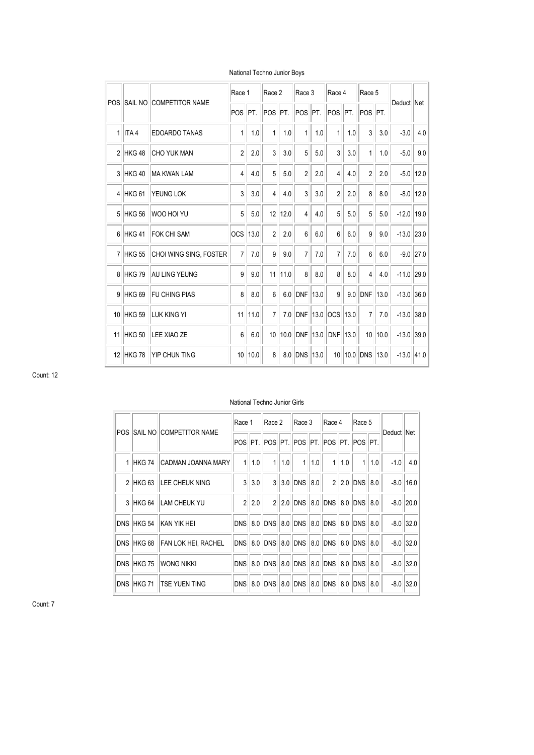National Techno Junior Boys

| POS | SAIL NO | COMPETITOR NAME | Race 1 | | Race 2 | | Race 3 | | Race 4 | | Race 5 | | Deduct | Net |
|---|---|---|---|---|---|---|---|---|---|---|---|---|---|---|
| | | | POS | PT. | POS | PT. | POS | PT. | POS | PT. | POS | PT. | | |
| 1 | ITA 4 | EDOARDO TANAS | 1 | 1.0 | 1 | 1.0 | 1 | 1.0 | 1 | 1.0 | 3 | 3.0 | -3.0 | 4.0 |
| 2 | HKG 48 | CHO YUK MAN | 2 | 2.0 | 3 | 3.0 | 5 | 5.0 | 3 | 3.0 | 1 | 1.0 | -5.0 | 9.0 |
| 3 | HKG 40 | MA KWAN LAM | 4 | 4.0 | 5 | 5.0 | 2 | 2.0 | 4 | 4.0 | 2 | 2.0 | -5.0 | 12.0 |
| 4 | HKG 61 | YEUNG LOK | 3 | 3.0 | 4 | 4.0 | 3 | 3.0 | 2 | 2.0 | 8 | 8.0 | -8.0 | 12.0 |
| 5 | HKG 56 | WOO HOI YU | 5 | 5.0 | 12 | 12.0 | 4 | 4.0 | 5 | 5.0 | 5 | 5.0 | -12.0 | 19.0 |
| 6 | HKG 41 | FOK CHI SAM | OCS | 13.0 | 2 | 2.0 | 6 | 6.0 | 6 | 6.0 | 9 | 9.0 | -13.0 | 23.0 |
| 7 | HKG 55 | CHOI WING SING, FOSTER | 7 | 7.0 | 9 | 9.0 | 7 | 7.0 | 7 | 7.0 | 6 | 6.0 | -9.0 | 27.0 |
| 8 | HKG 79 | AU LING YEUNG | 9 | 9.0 | 11 | 11.0 | 8 | 8.0 | 8 | 8.0 | 4 | 4.0 | -11.0 | 29.0 |
| 9 | HKG 69 | FU CHING PIAS | 8 | 8.0 | 6 | 6.0 | DNF | 13.0 | 9 | 9.0 | DNF | 13.0 | -13.0 | 36.0 |
| 10 | HKG 59 | LUK KING YI | 11 | 11.0 | 7 | 7.0 | DNF | 13.0 | OCS | 13.0 | 7 | 7.0 | -13.0 | 38.0 |
| 11 | HKG 50 | LEE XIAO ZE | 6 | 6.0 | 10 | 10.0 | DNF | 13.0 | DNF | 13.0 | 10 | 10.0 | -13.0 | 39.0 |
| 12 | HKG 78 | YIP CHUN TING | 10 | 10.0 | 8 | 8.0 | DNS | 13.0 | 10 | 10.0 | DNS | 13.0 | -13.0 | 41.0 |

Count: 12

National Techno Junior Girls

| POS | SAIL NO | COMPETITOR NAME | Race 1 | | Race 2 | | Race 3 | | Race 4 | | Race 5 | | Deduct | Net |
|---|---|---|---|---|---|---|---|---|---|---|---|---|---|---|
| | | | POS | PT. | POS | PT. | POS | PT. | POS | PT. | POS | PT. | | |
| 1 | HKG 74 | CADMAN JOANNA MARY | 1 | 1.0 | 1 | 1.0 | 1 | 1.0 | 1 | 1.0 | 1 | 1.0 | -1.0 | 4.0 |
| 2 | HKG 63 | LEE CHEUK NING | 3 | 3.0 | 3 | 3.0 | DNS | 8.0 | 2 | 2.0 | DNS | 8.0 | -8.0 | 16.0 |
| 3 | HKG 64 | LAM CHEUK YU | 2 | 2.0 | 2 | 2.0 | DNS | 8.0 | DNS | 8.0 | DNS | 8.0 | -8.0 | 20.0 |
| DNS | HKG 54 | KAN YIK HEI | DNS | 8.0 | DNS | 8.0 | DNS | 8.0 | DNS | 8.0 | DNS | 8.0 | -8.0 | 32.0 |
| DNS | HKG 68 | FAN LOK HEI, RACHEL | DNS | 8.0 | DNS | 8.0 | DNS | 8.0 | DNS | 8.0 | DNS | 8.0 | -8.0 | 32.0 |
| DNS | HKG 75 | WONG NIKKI | DNS | 8.0 | DNS | 8.0 | DNS | 8.0 | DNS | 8.0 | DNS | 8.0 | -8.0 | 32.0 |
| DNS | HKG 71 | TSE YUEN TING | DNS | 8.0 | DNS | 8.0 | DNS | 8.0 | DNS | 8.0 | DNS | 8.0 | -8.0 | 32.0 |

Count: 7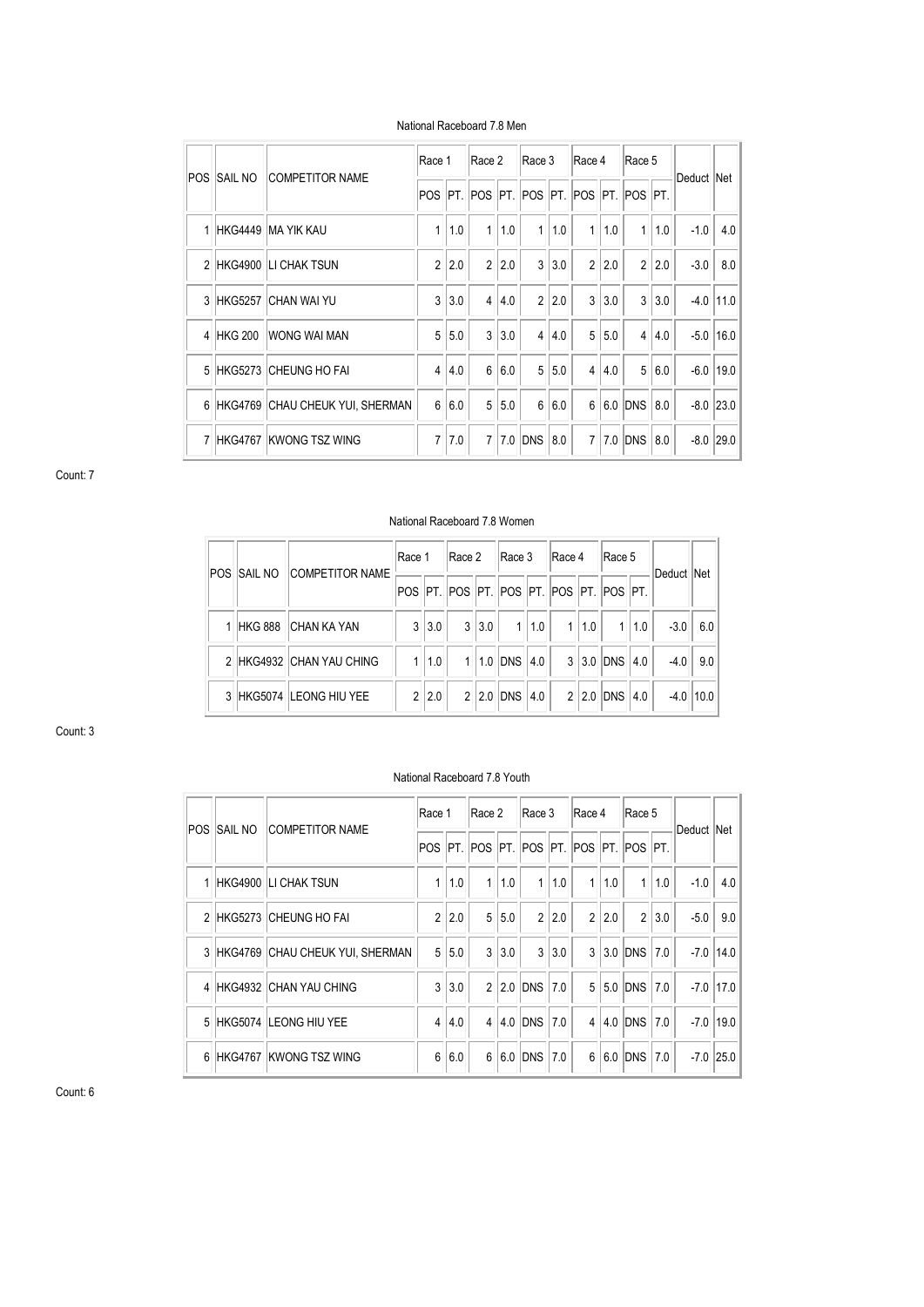National Raceboard 7.8 Men

| POS | SAIL NO | COMPETITOR NAME | Race 1 | | Race 2 | | Race 3 | | Race 4 | | Race 5 | | Deduct | Net |
|---|---|---|---|---|---|---|---|---|---|---|---|---|---|---|
| | | | POS | PT. | POS | PT. | POS | PT. | POS | PT. | POS | PT. | | |
| 1 | HKG4449 | MA YIK KAU | 1 | 1.0 | 1 | 1.0 | 1 | 1.0 | 1 | 1.0 | 1 | 1.0 | -1.0 | 4.0 |
| 2 | HKG4900 | LI CHAK TSUN | 2 | 2.0 | 2 | 2.0 | 3 | 3.0 | 2 | 2.0 | 2 | 2.0 | -3.0 | 8.0 |
| 3 | HKG5257 | CHAN WAI YU | 3 | 3.0 | 4 | 4.0 | 2 | 2.0 | 3 | 3.0 | 3 | 3.0 | -4.0 | 11.0 |
| 4 | HKG 200 | WONG WAI MAN | 5 | 5.0 | 3 | 3.0 | 4 | 4.0 | 5 | 5.0 | 4 | 4.0 | -5.0 | 16.0 |
| 5 | HKG5273 | CHEUNG HO FAI | 4 | 4.0 | 6 | 6.0 | 5 | 5.0 | 4 | 4.0 | 5 | 6.0 | -6.0 | 19.0 |
| 6 | HKG4769 | CHAU CHEUK YUI, SHERMAN | 6 | 6.0 | 5 | 5.0 | 6 | 6.0 | 6 | 6.0 | DNS | 8.0 | -8.0 | 23.0 |
| 7 | HKG4767 | KWONG TSZ WING | 7 | 7.0 | 7 | 7.0 | DNS | 8.0 | 7 | 7.0 | DNS | 8.0 | -8.0 | 29.0 |

Count: 7

National Raceboard 7.8 Women

| POS | SAIL NO | COMPETITOR NAME | Race 1 | | Race 2 | | Race 3 | | Race 4 | | Race 5 | | Deduct | Net |
|---|---|---|---|---|---|---|---|---|---|---|---|---|---|---|
| | | | POS | PT. | POS | PT. | POS | PT. | POS | PT. | POS | PT. | | |
| 1 | HKG 888 | CHAN KA YAN | 3 | 3.0 | 3 | 3.0 | 1 | 1.0 | 1 | 1.0 | 1 | 1.0 | -3.0 | 6.0 |
| 2 | HKG4932 | CHAN YAU CHING | 1 | 1.0 | 1 | 1.0 | DNS | 4.0 | 3 | 3.0 | DNS | 4.0 | -4.0 | 9.0 |
| 3 | HKG5074 | LEONG HIU YEE | 2 | 2.0 | 2 | 2.0 | DNS | 4.0 | 2 | 2.0 | DNS | 4.0 | -4.0 | 10.0 |

Count: 3

National Raceboard 7.8 Youth

| POS | SAIL NO | COMPETITOR NAME | Race 1 | | Race 2 | | Race 3 | | Race 4 | | Race 5 | | Deduct | Net |
|---|---|---|---|---|---|---|---|---|---|---|---|---|---|---|
| | | | POS | PT. | POS | PT. | POS | PT. | POS | PT. | POS | PT. | | |
| 1 | HKG4900 | LI CHAK TSUN | 1 | 1.0 | 1 | 1.0 | 1 | 1.0 | 1 | 1.0 | 1 | 1.0 | -1.0 | 4.0 |
| 2 | HKG5273 | CHEUNG HO FAI | 2 | 2.0 | 5 | 5.0 | 2 | 2.0 | 2 | 2.0 | 2 | 3.0 | -5.0 | 9.0 |
| 3 | HKG4769 | CHAU CHEUK YUI, SHERMAN | 5 | 5.0 | 3 | 3.0 | 3 | 3.0 | 3 | 3.0 | DNS | 7.0 | -7.0 | 14.0 |
| 4 | HKG4932 | CHAN YAU CHING | 3 | 3.0 | 2 | 2.0 | DNS | 7.0 | 5 | 5.0 | DNS | 7.0 | -7.0 | 17.0 |
| 5 | HKG5074 | LEONG HIU YEE | 4 | 4.0 | 4 | 4.0 | DNS | 7.0 | 4 | 4.0 | DNS | 7.0 | -7.0 | 19.0 |
| 6 | HKG4767 | KWONG TSZ WING | 6 | 6.0 | 6 | 6.0 | DNS | 7.0 | 6 | 6.0 | DNS | 7.0 | -7.0 | 25.0 |

Count: 6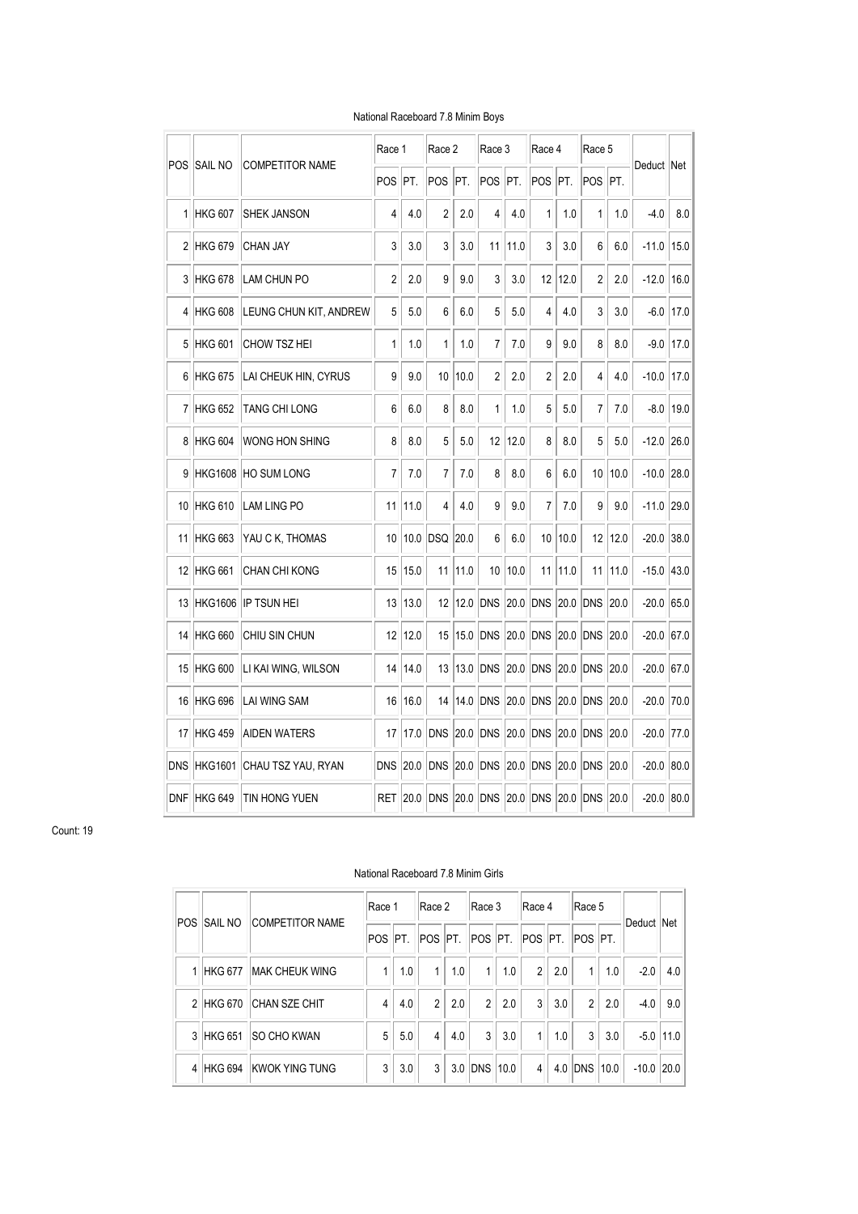National Raceboard 7.8 Minim Boys

| POS | SAIL NO | COMPETITOR NAME | Race 1 | | Race 2 | | Race 3 | | Race 4 | | Race 5 | | Deduct | Net |
|---|---|---|---|---|---|---|---|---|---|---|---|---|---|---|
| | | | POS | PT. | POS | PT. | POS | PT. | POS | PT. | POS | PT. | | |
| 1 | HKG 607 | SHEK JANSON | 4 | 4.0 | 2 | 2.0 | 4 | 4.0 | 1 | 1.0 | 1 | 1.0 | -4.0 | 8.0 |
| 2 | HKG 679 | CHAN JAY | 3 | 3.0 | 3 | 3.0 | 11 | 11.0 | 3 | 3.0 | 6 | 6.0 | -11.0 | 15.0 |
| 3 | HKG 678 | LAM CHUN PO | 2 | 2.0 | 9 | 9.0 | 3 | 3.0 | 12 | 12.0 | 2 | 2.0 | -12.0 | 16.0 |
| 4 | HKG 608 | LEUNG CHUN KIT, ANDREW | 5 | 5.0 | 6 | 6.0 | 5 | 5.0 | 4 | 4.0 | 3 | 3.0 | -6.0 | 17.0 |
| 5 | HKG 601 | CHOW TSZ HEI | 1 | 1.0 | 1 | 1.0 | 7 | 7.0 | 9 | 9.0 | 8 | 8.0 | -9.0 | 17.0 |
| 6 | HKG 675 | LAI CHEUK HIN, CYRUS | 9 | 9.0 | 10 | 10.0 | 2 | 2.0 | 2 | 2.0 | 4 | 4.0 | -10.0 | 17.0 |
| 7 | HKG 652 | TANG CHI LONG | 6 | 6.0 | 8 | 8.0 | 1 | 1.0 | 5 | 5.0 | 7 | 7.0 | -8.0 | 19.0 |
| 8 | HKG 604 | WONG HON SHING | 8 | 8.0 | 5 | 5.0 | 12 | 12.0 | 8 | 8.0 | 5 | 5.0 | -12.0 | 26.0 |
| 9 | HKG1608 | HO SUM LONG | 7 | 7.0 | 7 | 7.0 | 8 | 8.0 | 6 | 6.0 | 10 | 10.0 | -10.0 | 28.0 |
| 10 | HKG 610 | LAM LING PO | 11 | 11.0 | 4 | 4.0 | 9 | 9.0 | 7 | 7.0 | 9 | 9.0 | -11.0 | 29.0 |
| 11 | HKG 663 | YAU C K, THOMAS | 10 | 10.0 | DSQ | 20.0 | 6 | 6.0 | 10 | 10.0 | 12 | 12.0 | -20.0 | 38.0 |
| 12 | HKG 661 | CHAN CHI KONG | 15 | 15.0 | 11 | 11.0 | 10 | 10.0 | 11 | 11.0 | 11 | 11.0 | -15.0 | 43.0 |
| 13 | HKG1606 | IP TSUN HEI | 13 | 13.0 | 12 | 12.0 | DNS | 20.0 | DNS | 20.0 | DNS | 20.0 | -20.0 | 65.0 |
| 14 | HKG 660 | CHIU SIN CHUN | 12 | 12.0 | 15 | 15.0 | DNS | 20.0 | DNS | 20.0 | DNS | 20.0 | -20.0 | 67.0 |
| 15 | HKG 600 | LI KAI WING, WILSON | 14 | 14.0 | 13 | 13.0 | DNS | 20.0 | DNS | 20.0 | DNS | 20.0 | -20.0 | 67.0 |
| 16 | HKG 696 | LAI WING SAM | 16 | 16.0 | 14 | 14.0 | DNS | 20.0 | DNS | 20.0 | DNS | 20.0 | -20.0 | 70.0 |
| 17 | HKG 459 | AIDEN WATERS | 17 | 17.0 | DNS | 20.0 | DNS | 20.0 | DNS | 20.0 | DNS | 20.0 | -20.0 | 77.0 |
| DNS | HKG1601 | CHAU TSZ YAU, RYAN | DNS | 20.0 | DNS | 20.0 | DNS | 20.0 | DNS | 20.0 | DNS | 20.0 | -20.0 | 80.0 |
| DNF | HKG 649 | TIN HONG YUEN | RET | 20.0 | DNS | 20.0 | DNS | 20.0 | DNS | 20.0 | DNS | 20.0 | -20.0 | 80.0 |

Count: 19

National Raceboard 7.8 Minim Girls

| POS | SAIL NO | COMPETITOR NAME | Race 1 | | Race 2 | | Race 3 | | Race 4 | | Race 5 | | Deduct | Net |
|---|---|---|---|---|---|---|---|---|---|---|---|---|---|---|
| | | | POS | PT. | POS | PT. | POS | PT. | POS | PT. | POS | PT. | | |
| 1 | HKG 677 | MAK CHEUK WING | 1 | 1.0 | 1 | 1.0 | 1 | 1.0 | 2 | 2.0 | 1 | 1.0 | -2.0 | 4.0 |
| 2 | HKG 670 | CHAN SZE CHIT | 4 | 4.0 | 2 | 2.0 | 2 | 2.0 | 3 | 3.0 | 2 | 2.0 | -4.0 | 9.0 |
| 3 | HKG 651 | SO CHO KWAN | 5 | 5.0 | 4 | 4.0 | 3 | 3.0 | 1 | 1.0 | 3 | 3.0 | -5.0 | 11.0 |
| 4 | HKG 694 | KWOK YING TUNG | 3 | 3.0 | 3 | 3.0 | DNS | 10.0 | 4 | 4.0 | DNS | 10.0 | -10.0 | 20.0 |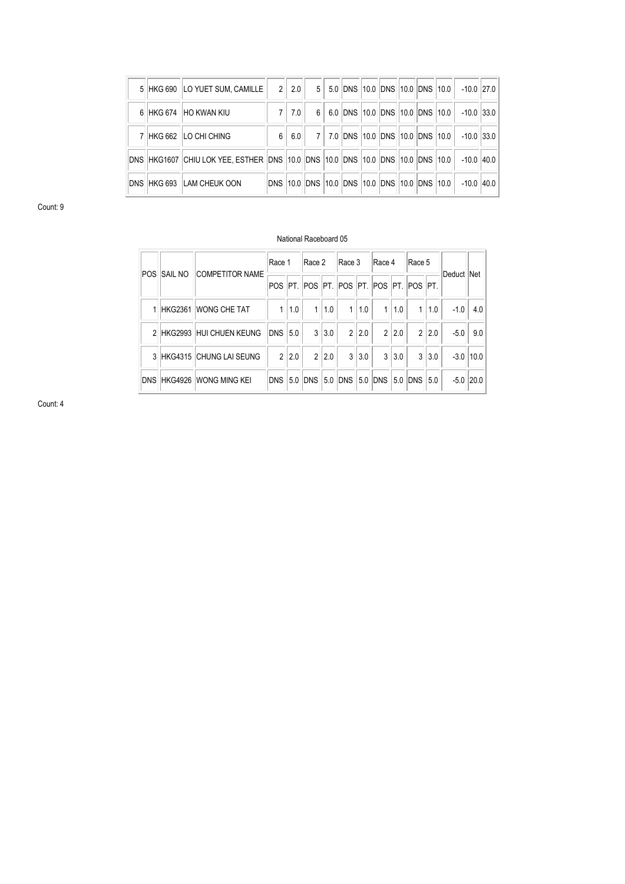| | | | | | | | | | | | | | | | |
|---|---|---|---|---|---|---|---|---|---|---|---|---|---|---|---|
| 5 | HKG 690 | LO YUET SUM, CAMILLE | 2 | 2.0 | 5 | 5.0 | DNS | 10.0 | DNS | 10.0 | DNS | 10.0 | -10.0 | 27.0 |
| 6 | HKG 674 | HO KWAN KIU | 7 | 7.0 | 6 | 6.0 | DNS | 10.0 | DNS | 10.0 | DNS | 10.0 | -10.0 | 33.0 |
| 7 | HKG 662 | LO CHI CHING | 6 | 6.0 | 7 | 7.0 | DNS | 10.0 | DNS | 10.0 | DNS | 10.0 | -10.0 | 33.0 |
| DNS | HKG1607 | CHIU LOK YEE, ESTHER | DNS | 10.0 | DNS | 10.0 | DNS | 10.0 | DNS | 10.0 | DNS | 10.0 | -10.0 | 40.0 |
| DNS | HKG 693 | LAM CHEUK OON | DNS | 10.0 | DNS | 10.0 | DNS | 10.0 | DNS | 10.0 | DNS | 10.0 | -10.0 | 40.0 |

Count: 9

National Raceboard 05

| POS | SAIL NO | COMPETITOR NAME | Race 1 | | Race 2 | | Race 3 | | Race 4 | | Race 5 | | Deduct | Net |
|---|---|---|---|---|---|---|---|---|---|---|---|---|---|---|
| | | | POS | PT. | POS | PT. | POS | PT. | POS | PT. | POS | PT. | | |
| 1 | HKG2361 | WONG CHE TAT | 1 | 1.0 | 1 | 1.0 | 1 | 1.0 | 1 | 1.0 | 1 | 1.0 | -1.0 | 4.0 |
| 2 | HKG2993 | HUI CHUEN KEUNG | DNS | 5.0 | 3 | 3.0 | 2 | 2.0 | 2 | 2.0 | 2 | 2.0 | -5.0 | 9.0 |
| 3 | HKG4315 | CHUNG LAI SEUNG | 2 | 2.0 | 2 | 2.0 | 3 | 3.0 | 3 | 3.0 | 3 | 3.0 | -3.0 | 10.0 |
| DNS | HKG4926 | WONG MING KEI | DNS | 5.0 | DNS | 5.0 | DNS | 5.0 | DNS | 5.0 | DNS | 5.0 | -5.0 | 20.0 |

Count: 4